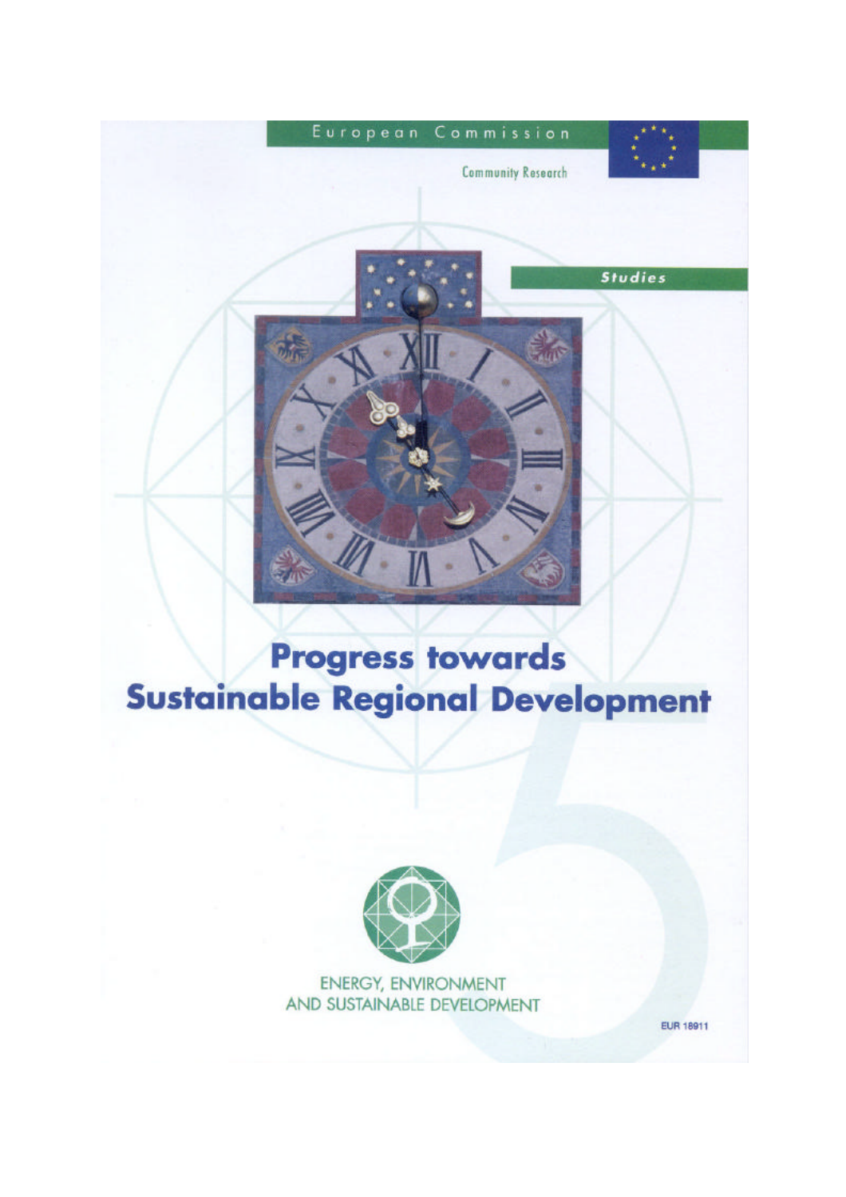European Commission

Community Research

Studies

# Progress towards Sustainable Regional Development

ENERGY, ENVIRONMENT AND SUSTAINABLE DEVELOPMENT

EUR 18911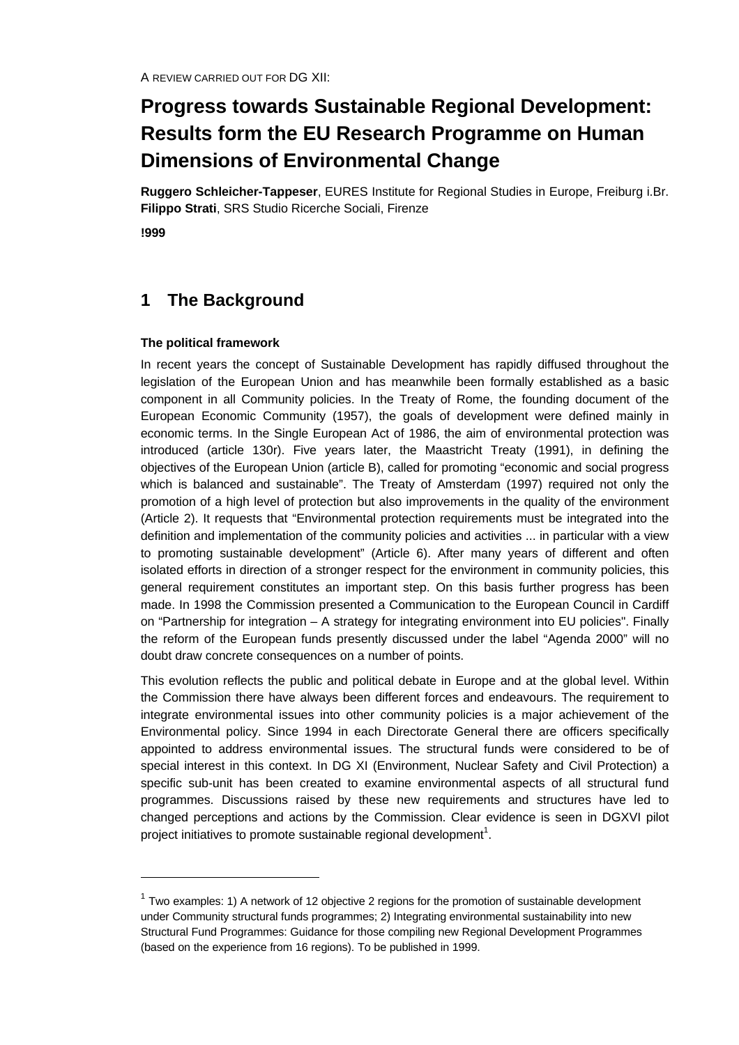A REVIEW CARRIED OUT FOR DG XII:

# Progress towards Sustainable Regional Development: Results form the EU Research Programme on Human Dimensions of Environmental Change

**Ruggero Schleicher-Tappeser**, EURES Institute for Regional Studies in Europe, Freiburg i.Br.
**Filippo Strati**, SRS Studio Ricerche Sociali, Firenze

**!999**

## 1 The Background

### The political framework

In recent years the concept of Sustainable Development has rapidly diffused throughout the legislation of the European Union and has meanwhile been formally established as a basic component in all Community policies. In the Treaty of Rome, the founding document of the European Economic Community (1957), the goals of development were defined mainly in economic terms. In the Single European Act of 1986, the aim of environmental protection was introduced (article 130r). Five years later, the Maastricht Treaty (1991), in defining the objectives of the European Union (article B), called for promoting "economic and social progress which is balanced and sustainable". The Treaty of Amsterdam (1997) required not only the promotion of a high level of protection but also improvements in the quality of the environment (Article 2). It requests that "Environmental protection requirements must be integrated into the definition and implementation of the community policies and activities ... in particular with a view to promoting sustainable development" (Article 6). After many years of different and often isolated efforts in direction of a stronger respect for the environment in community policies, this general requirement constitutes an important step. On this basis further progress has been made. In 1998 the Commission presented a Communication to the European Council in Cardiff on "Partnership for integration – A strategy for integrating environment into EU policies". Finally the reform of the European funds presently discussed under the label "Agenda 2000" will no doubt draw concrete consequences on a number of points.

This evolution reflects the public and political debate in Europe and at the global level. Within the Commission there have always been different forces and endeavours. The requirement to integrate environmental issues into other community policies is a major achievement of the Environmental policy. Since 1994 in each Directorate General there are officers specifically appointed to address environmental issues. The structural funds were considered to be of special interest in this context. In DG XI (Environment, Nuclear Safety and Civil Protection) a specific sub-unit has been created to examine environmental aspects of all structural fund programmes. Discussions raised by these new requirements and structures have led to changed perceptions and actions by the Commission. Clear evidence is seen in DGXVI pilot project initiatives to promote sustainable regional development[1].

---

[1] Two examples: 1) A network of 12 objective 2 regions for the promotion of sustainable development under Community structural funds programmes; 2) Integrating environmental sustainability into new Structural Fund Programmes: Guidance for those compiling new Regional Development Programmes (based on the experience from 16 regions). To be published in 1999.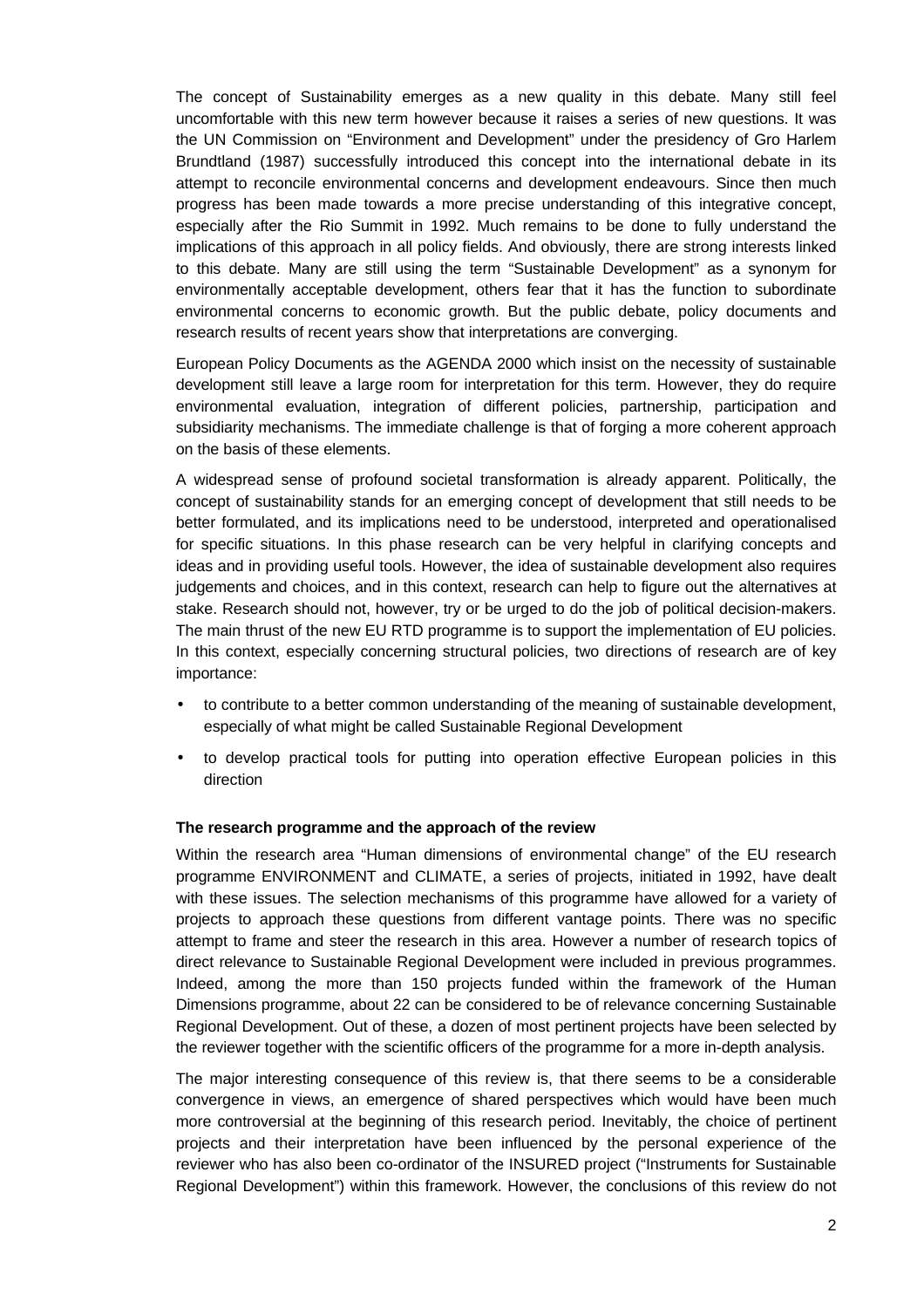The concept of Sustainability emerges as a new quality in this debate. Many still feel uncomfortable with this new term however because it raises a series of new questions. It was the UN Commission on "Environment and Development" under the presidency of Gro Harlem Brundtland (1987) successfully introduced this concept into the international debate in its attempt to reconcile environmental concerns and development endeavours. Since then much progress has been made towards a more precise understanding of this integrative concept, especially after the Rio Summit in 1992. Much remains to be done to fully understand the implications of this approach in all policy fields. And obviously, there are strong interests linked to this debate. Many are still using the term "Sustainable Development" as a synonym for environmentally acceptable development, others fear that it has the function to subordinate environmental concerns to economic growth. But the public debate, policy documents and research results of recent years show that interpretations are converging.

European Policy Documents as the AGENDA 2000 which insist on the necessity of sustainable development still leave a large room for interpretation for this term. However, they do require environmental evaluation, integration of different policies, partnership, participation and subsidiarity mechanisms. The immediate challenge is that of forging a more coherent approach on the basis of these elements.

A widespread sense of profound societal transformation is already apparent. Politically, the concept of sustainability stands for an emerging concept of development that still needs to be better formulated, and its implications need to be understood, interpreted and operationalised for specific situations. In this phase research can be very helpful in clarifying concepts and ideas and in providing useful tools. However, the idea of sustainable development also requires judgements and choices, and in this context, research can help to figure out the alternatives at stake. Research should not, however, try or be urged to do the job of political decision-makers. The main thrust of the new EU RTD programme is to support the implementation of EU policies. In this context, especially concerning structural policies, two directions of research are of key importance:

- to contribute to a better common understanding of the meaning of sustainable development, especially of what might be called Sustainable Regional Development
- to develop practical tools for putting into operation effective European policies in this direction

**The research programme and the approach of the review**

Within the research area "Human dimensions of environmental change" of the EU research programme ENVIRONMENT and CLIMATE, a series of projects, initiated in 1992, have dealt with these issues. The selection mechanisms of this programme have allowed for a variety of projects to approach these questions from different vantage points. There was no specific attempt to frame and steer the research in this area. However a number of research topics of direct relevance to Sustainable Regional Development were included in previous programmes. Indeed, among the more than 150 projects funded within the framework of the Human Dimensions programme, about 22 can be considered to be of relevance concerning Sustainable Regional Development. Out of these, a dozen of most pertinent projects have been selected by the reviewer together with the scientific officers of the programme for a more in-depth analysis.

The major interesting consequence of this review is, that there seems to be a considerable convergence in views, an emergence of shared perspectives which would have been much more controversial at the beginning of this research period. Inevitably, the choice of pertinent projects and their interpretation have been influenced by the personal experience of the reviewer who has also been co-ordinator of the INSURED project ("Instruments for Sustainable Regional Development") within this framework. However, the conclusions of this review do not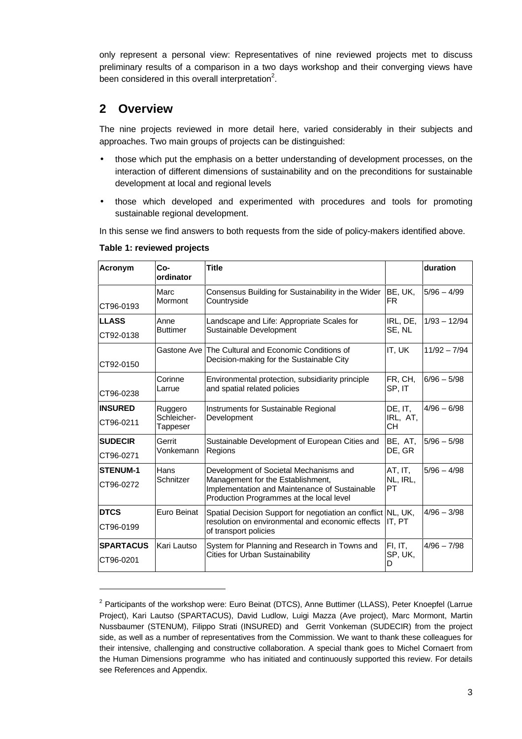only represent a personal view: Representatives of nine reviewed projects met to discuss preliminary results of a comparison in a two days workshop and their converging views have been considered in this overall interpretation[2].

## 2 Overview

The nine projects reviewed in more detail here, varied considerably in their subjects and approaches. Two main groups of projects can be distinguished:

- those which put the emphasis on a better understanding of development processes, on the interaction of different dimensions of sustainability and on the preconditions for sustainable development at local and regional levels
- those which developed and experimented with procedures and tools for promoting sustainable regional development.

In this sense we find answers to both requests from the side of policy-makers identified above.

**Table 1: reviewed projects**

| Acronym | Co-ordinator | Title | | duration |
|---|---|---|---|---|
| CT96-0193 | Marc Mormont | Consensus Building for Sustainability in the Wider Countryside | BE, UK, FR | 5/96 – 4/99 |
| **LLASS** CT92-0138 | Anne Buttimer | Landscape and Life: Appropriate Scales for Sustainable Development | IRL, DE, SE, NL | 1/93 – 12/94 |
| CT92-0150 | Gastone Ave | The Cultural and Economic Conditions of Decision-making for the Sustainable City | IT, UK | 11/92 – 7/94 |
| CT96-0238 | Corinne Larrue | Environmental protection, subsidiarity principle and spatial related policies | FR, CH, SP, IT | 6/96 – 5/98 |
| **INSURED** CT96-0211 | Ruggero Schleicher-Tappeser | Instruments for Sustainable Regional Development | DE, IT, IRL, AT, CH | 4/96 – 6/98 |
| **SUDECIR** CT96-0271 | Gerrit Vonkemann | Sustainable Development of European Cities and Regions | BE, AT, DE, GR | 5/96 – 5/98 |
| **STENUM-1** CT96-0272 | Hans Schnitzer | Development of Societal Mechanisms and Management for the Establishment, Implementation and Maintenance of Sustainable Production Programmes at the local level | AT, IT, NL, IRL, PT | 5/96 – 4/98 |
| **DTCS** CT96-0199 | Euro Beinat | Spatial Decision Support for negotiation an conflict resolution on environmental and economic effects of transport policies | NL, UK, IT, PT | 4/96 – 3/98 |
| **SPARTACUS** CT96-0201 | Kari Lautso | System for Planning and Research in Towns and Cities for Urban Sustainability | FI, IT, SP, UK, D | 4/96 – 7/98 |

[2] Participants of the workshop were: Euro Beinat (DTCS), Anne Buttimer (LLASS), Peter Knoepfel (Larrue Project), Kari Lautso (SPARTACUS), David Ludlow, Luigi Mazza (Ave project), Marc Mormont, Martin Nussbaumer (STENUM), Filippo Strati (INSURED) and Gerrit Vonkeman (SUDECIR) from the project side, as well as a number of representatives from the Commission. We want to thank these colleagues for their intensive, challenging and constructive collaboration. A special thank goes to Michel Cornaert from the Human Dimensions programme who has initiated and continuously supported this review. For details see References and Appendix.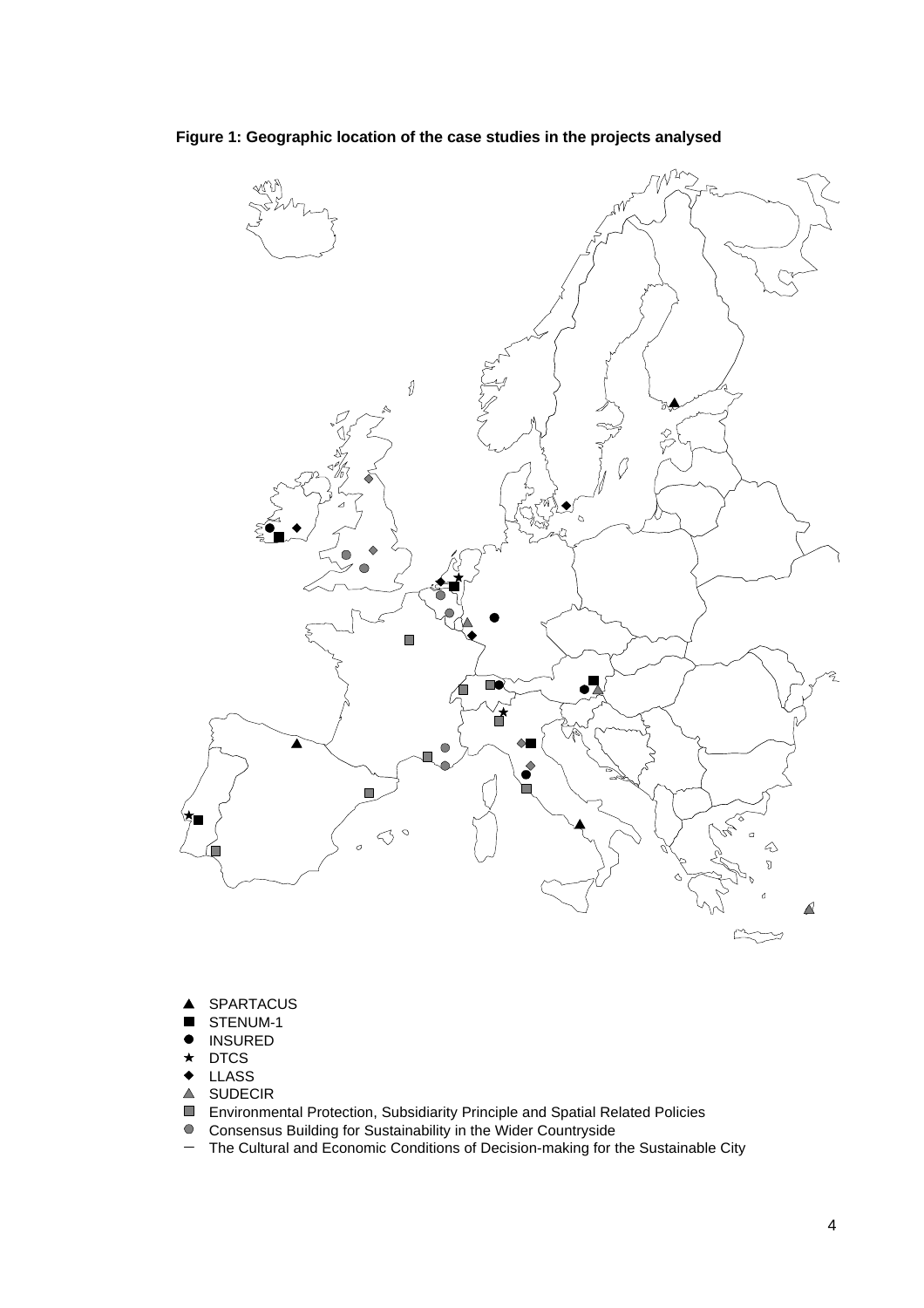**Figure 1: Geographic location of the case studies in the projects analysed**

- ▲ SPARTACUS
- ■ STENUM-1
- ● INSURED
- ★ DTCS
- ◆ LLASS
- ▲ SUDECIR
- ■ Environmental Protection, Subsidiarity Principle and Spatial Related Policies
- ● Consensus Building for Sustainability in the Wider Countryside
- — The Cultural and Economic Conditions of Decision-making for the Sustainable City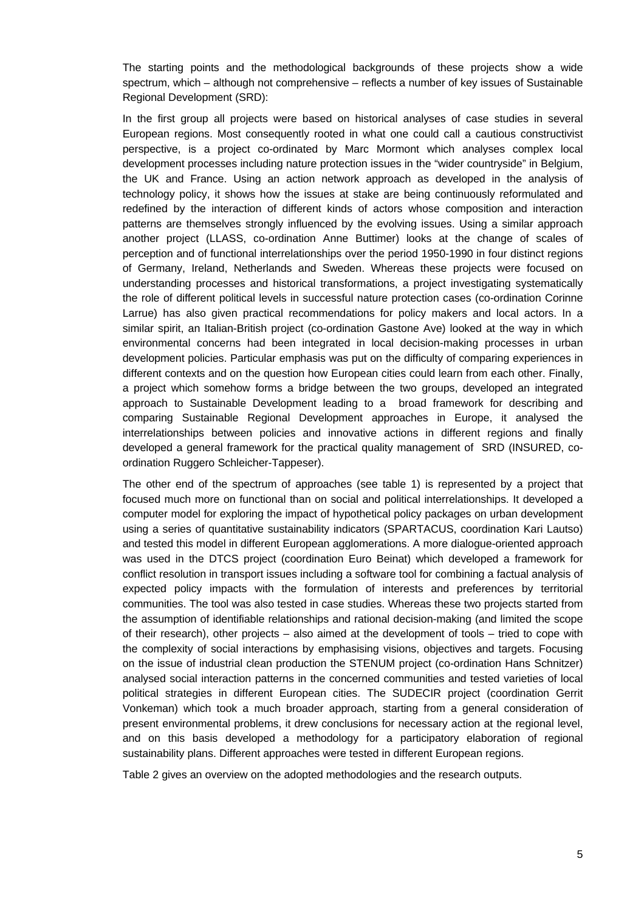The starting points and the methodological backgrounds of these projects show a wide spectrum, which – although not comprehensive – reflects a number of key issues of Sustainable Regional Development (SRD):

In the first group all projects were based on historical analyses of case studies in several European regions. Most consequently rooted in what one could call a cautious constructivist perspective, is a project co-ordinated by Marc Mormont which analyses complex local development processes including nature protection issues in the "wider countryside" in Belgium, the UK and France. Using an action network approach as developed in the analysis of technology policy, it shows how the issues at stake are being continuously reformulated and redefined by the interaction of different kinds of actors whose composition and interaction patterns are themselves strongly influenced by the evolving issues. Using a similar approach another project (LLASS, co-ordination Anne Buttimer) looks at the change of scales of perception and of functional interrelationships over the period 1950-1990 in four distinct regions of Germany, Ireland, Netherlands and Sweden. Whereas these projects were focused on understanding processes and historical transformations, a project investigating systematically the role of different political levels in successful nature protection cases (co-ordination Corinne Larrue) has also given practical recommendations for policy makers and local actors. In a similar spirit, an Italian-British project (co-ordination Gastone Ave) looked at the way in which environmental concerns had been integrated in local decision-making processes in urban development policies. Particular emphasis was put on the difficulty of comparing experiences in different contexts and on the question how European cities could learn from each other. Finally, a project which somehow forms a bridge between the two groups, developed an integrated approach to Sustainable Development leading to a broad framework for describing and comparing Sustainable Regional Development approaches in Europe, it analysed the interrelationships between policies and innovative actions in different regions and finally developed a general framework for the practical quality management of SRD (INSURED, co-ordination Ruggero Schleicher-Tappeser).

The other end of the spectrum of approaches (see table 1) is represented by a project that focused much more on functional than on social and political interrelationships. It developed a computer model for exploring the impact of hypothetical policy packages on urban development using a series of quantitative sustainability indicators (SPARTACUS, coordination Kari Lautso) and tested this model in different European agglomerations. A more dialogue-oriented approach was used in the DTCS project (coordination Euro Beinat) which developed a framework for conflict resolution in transport issues including a software tool for combining a factual analysis of expected policy impacts with the formulation of interests and preferences by territorial communities. The tool was also tested in case studies. Whereas these two projects started from the assumption of identifiable relationships and rational decision-making (and limited the scope of their research), other projects – also aimed at the development of tools – tried to cope with the complexity of social interactions by emphasising visions, objectives and targets. Focusing on the issue of industrial clean production the STENUM project (co-ordination Hans Schnitzer) analysed social interaction patterns in the concerned communities and tested varieties of local political strategies in different European cities. The SUDECIR project (coordination Gerrit Vonkeman) which took a much broader approach, starting from a general consideration of present environmental problems, it drew conclusions for necessary action at the regional level, and on this basis developed a methodology for a participatory elaboration of regional sustainability plans. Different approaches were tested in different European regions.

Table 2 gives an overview on the adopted methodologies and the research outputs.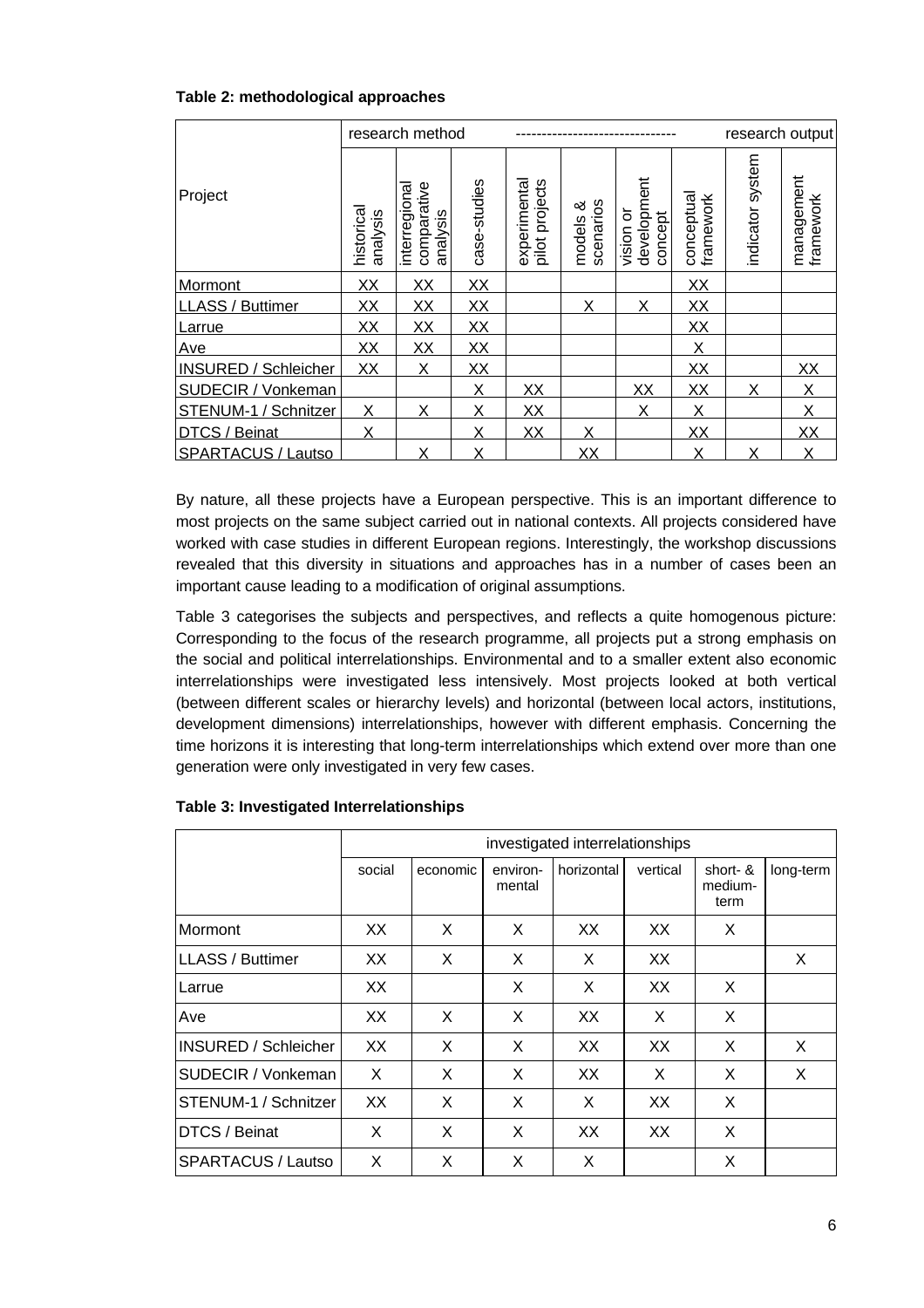**Table 2: methodological approaches**

| Project | research method | | | ------------------------------- | | | | | research output |
|---|---|---|---|---|---|---|---|---|---|
| | historical analysis | interregional comparative analysis | case-studies | experimental pilot projects | models & scenarios | vision or development concept | conceptual framework | indicator system | management framework |
| Mormont | XX | XX | XX | | | | XX | | |
| LLASS / Buttimer | XX | XX | XX | | X | X | XX | | |
| Larrue | XX | XX | XX | | | | XX | | |
| Ave | XX | XX | XX | | | | X | | |
| INSURED / Schleicher | XX | X | XX | | | | XX | | XX |
| SUDECIR / Vonkeman | | | X | XX | | XX | XX | X | X |
| STENUM-1 / Schnitzer | X | X | X | XX | | X | X | | X |
| DTCS / Beinat | X | | X | XX | X | | XX | | XX |
| SPARTACUS / Lautso | | X | X | | XX | | X | X | X |

By nature, all these projects have a European perspective. This is an important difference to most projects on the same subject carried out in national contexts. All projects considered have worked with case studies in different European regions. Interestingly, the workshop discussions revealed that this diversity in situations and approaches has in a number of cases been an important cause leading to a modification of original assumptions.

Table 3 categorises the subjects and perspectives, and reflects a quite homogenous picture: Corresponding to the focus of the research programme, all projects put a strong emphasis on the social and political interrelationships. Environmental and to a smaller extent also economic interrelationships were investigated less intensively. Most projects looked at both vertical (between different scales or hierarchy levels) and horizontal (between local actors, institutions, development dimensions) interrelationships, however with different emphasis. Concerning the time horizons it is interesting that long-term interrelationships which extend over more than one generation were only investigated in very few cases.

**Table 3: Investigated Interrelationships**

| | investigated interrelationships | | | | | | |
|---|---|---|---|---|---|---|---|
| | social | economic | environ-mental | horizontal | vertical | short- & medium-term | long-term |
| Mormont | XX | X | X | XX | XX | X | |
| LLASS / Buttimer | XX | X | X | X | XX | | X |
| Larrue | XX | | X | X | XX | X | |
| Ave | XX | X | X | XX | X | X | |
| INSURED / Schleicher | XX | X | X | XX | XX | X | X |
| SUDECIR / Vonkeman | X | X | X | XX | X | X | X |
| STENUM-1 / Schnitzer | XX | X | X | X | XX | X | |
| DTCS / Beinat | X | X | X | XX | XX | X | |
| SPARTACUS / Lautso | X | X | X | X | | X | |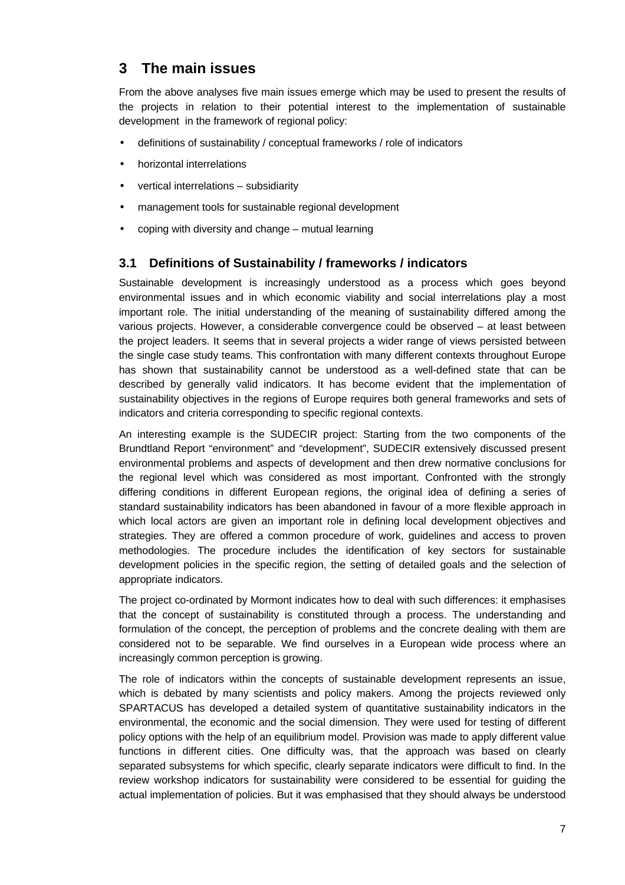## 3 The main issues

From the above analyses five main issues emerge which may be used to present the results of the projects in relation to their potential interest to the implementation of sustainable development in the framework of regional policy:

- definitions of sustainability / conceptual frameworks / role of indicators
- horizontal interrelations
- vertical interrelations – subsidiarity
- management tools for sustainable regional development
- coping with diversity and change – mutual learning

### 3.1 Definitions of Sustainability / frameworks / indicators

Sustainable development is increasingly understood as a process which goes beyond environmental issues and in which economic viability and social interrelations play a most important role. The initial understanding of the meaning of sustainability differed among the various projects. However, a considerable convergence could be observed – at least between the project leaders. It seems that in several projects a wider range of views persisted between the single case study teams. This confrontation with many different contexts throughout Europe has shown that sustainability cannot be understood as a well-defined state that can be described by generally valid indicators. It has become evident that the implementation of sustainability objectives in the regions of Europe requires both general frameworks and sets of indicators and criteria corresponding to specific regional contexts.

An interesting example is the SUDECIR project: Starting from the two components of the Brundtland Report "environment" and "development", SUDECIR extensively discussed present environmental problems and aspects of development and then drew normative conclusions for the regional level which was considered as most important. Confronted with the strongly differing conditions in different European regions, the original idea of defining a series of standard sustainability indicators has been abandoned in favour of a more flexible approach in which local actors are given an important role in defining local development objectives and strategies. They are offered a common procedure of work, guidelines and access to proven methodologies. The procedure includes the identification of key sectors for sustainable development policies in the specific region, the setting of detailed goals and the selection of appropriate indicators.

The project co-ordinated by Mormont indicates how to deal with such differences: it emphasises that the concept of sustainability is constituted through a process. The understanding and formulation of the concept, the perception of problems and the concrete dealing with them are considered not to be separable. We find ourselves in a European wide process where an increasingly common perception is growing.

The role of indicators within the concepts of sustainable development represents an issue, which is debated by many scientists and policy makers. Among the projects reviewed only SPARTACUS has developed a detailed system of quantitative sustainability indicators in the environmental, the economic and the social dimension. They were used for testing of different policy options with the help of an equilibrium model. Provision was made to apply different value functions in different cities. One difficulty was, that the approach was based on clearly separated subsystems for which specific, clearly separate indicators were difficult to find. In the review workshop indicators for sustainability were considered to be essential for guiding the actual implementation of policies. But it was emphasised that they should always be understood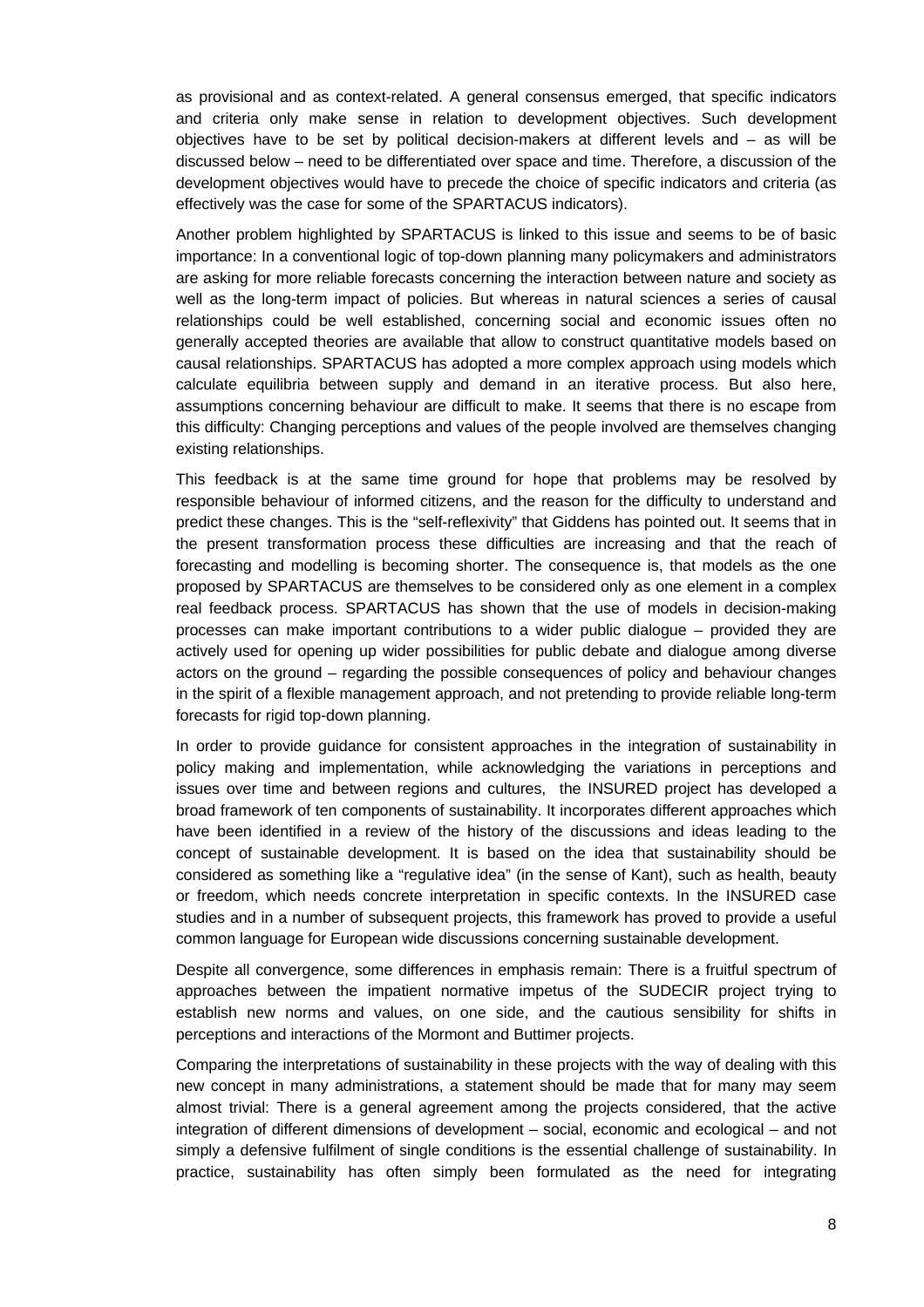as provisional and as context-related. A general consensus emerged, that specific indicators and criteria only make sense in relation to development objectives. Such development objectives have to be set by political decision-makers at different levels and – as will be discussed below – need to be differentiated over space and time. Therefore, a discussion of the development objectives would have to precede the choice of specific indicators and criteria (as effectively was the case for some of the SPARTACUS indicators).

Another problem highlighted by SPARTACUS is linked to this issue and seems to be of basic importance: In a conventional logic of top-down planning many policymakers and administrators are asking for more reliable forecasts concerning the interaction between nature and society as well as the long-term impact of policies. But whereas in natural sciences a series of causal relationships could be well established, concerning social and economic issues often no generally accepted theories are available that allow to construct quantitative models based on causal relationships. SPARTACUS has adopted a more complex approach using models which calculate equilibria between supply and demand in an iterative process. But also here, assumptions concerning behaviour are difficult to make. It seems that there is no escape from this difficulty: Changing perceptions and values of the people involved are themselves changing existing relationships.

This feedback is at the same time ground for hope that problems may be resolved by responsible behaviour of informed citizens, and the reason for the difficulty to understand and predict these changes. This is the "self-reflexivity" that Giddens has pointed out. It seems that in the present transformation process these difficulties are increasing and that the reach of forecasting and modelling is becoming shorter. The consequence is, that models as the one proposed by SPARTACUS are themselves to be considered only as one element in a complex real feedback process. SPARTACUS has shown that the use of models in decision-making processes can make important contributions to a wider public dialogue – provided they are actively used for opening up wider possibilities for public debate and dialogue among diverse actors on the ground – regarding the possible consequences of policy and behaviour changes in the spirit of a flexible management approach, and not pretending to provide reliable long-term forecasts for rigid top-down planning.

In order to provide guidance for consistent approaches in the integration of sustainability in policy making and implementation, while acknowledging the variations in perceptions and issues over time and between regions and cultures, the INSURED project has developed a broad framework of ten components of sustainability. It incorporates different approaches which have been identified in a review of the history of the discussions and ideas leading to the concept of sustainable development. It is based on the idea that sustainability should be considered as something like a "regulative idea" (in the sense of Kant), such as health, beauty or freedom, which needs concrete interpretation in specific contexts. In the INSURED case studies and in a number of subsequent projects, this framework has proved to provide a useful common language for European wide discussions concerning sustainable development.

Despite all convergence, some differences in emphasis remain: There is a fruitful spectrum of approaches between the impatient normative impetus of the SUDECIR project trying to establish new norms and values, on one side, and the cautious sensibility for shifts in perceptions and interactions of the Mormont and Buttimer projects.

Comparing the interpretations of sustainability in these projects with the way of dealing with this new concept in many administrations, a statement should be made that for many may seem almost trivial: There is a general agreement among the projects considered, that the active integration of different dimensions of development – social, economic and ecological – and not simply a defensive fulfilment of single conditions is the essential challenge of sustainability. In practice, sustainability has often simply been formulated as the need for integrating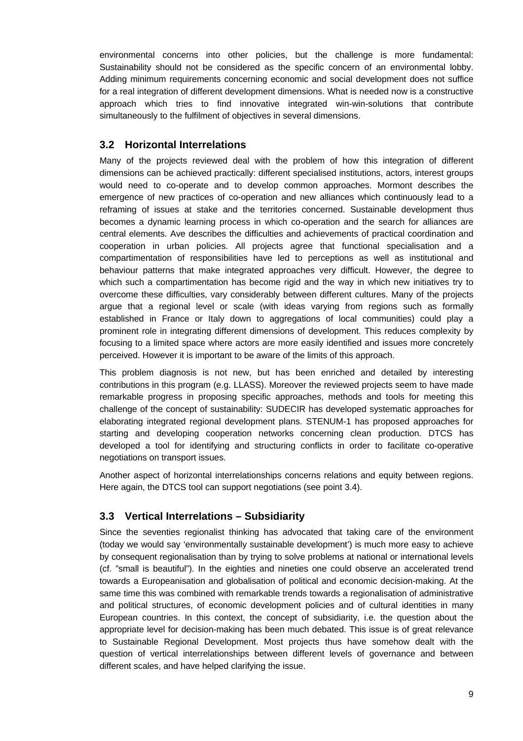environmental concerns into other policies, but the challenge is more fundamental: Sustainability should not be considered as the specific concern of an environmental lobby. Adding minimum requirements concerning economic and social development does not suffice for a real integration of different development dimensions. What is needed now is a constructive approach which tries to find innovative integrated win-win-solutions that contribute simultaneously to the fulfilment of objectives in several dimensions.

## 3.2 Horizontal Interrelations

Many of the projects reviewed deal with the problem of how this integration of different dimensions can be achieved practically: different specialised institutions, actors, interest groups would need to co-operate and to develop common approaches. Mormont describes the emergence of new practices of co-operation and new alliances which continuously lead to a reframing of issues at stake and the territories concerned. Sustainable development thus becomes a dynamic learning process in which co-operation and the search for alliances are central elements. Ave describes the difficulties and achievements of practical coordination and cooperation in urban policies. All projects agree that functional specialisation and a compartimentation of responsibilities have led to perceptions as well as institutional and behaviour patterns that make integrated approaches very difficult. However, the degree to which such a compartimentation has become rigid and the way in which new initiatives try to overcome these difficulties, vary considerably between different cultures. Many of the projects argue that a regional level or scale (with ideas varying from regions such as formally established in France or Italy down to aggregations of local communities) could play a prominent role in integrating different dimensions of development. This reduces complexity by focusing to a limited space where actors are more easily identified and issues more concretely perceived. However it is important to be aware of the limits of this approach.

This problem diagnosis is not new, but has been enriched and detailed by interesting contributions in this program (e.g. LLASS). Moreover the reviewed projects seem to have made remarkable progress in proposing specific approaches, methods and tools for meeting this challenge of the concept of sustainability: SUDECIR has developed systematic approaches for elaborating integrated regional development plans. STENUM-1 has proposed approaches for starting and developing cooperation networks concerning clean production. DTCS has developed a tool for identifying and structuring conflicts in order to facilitate co-operative negotiations on transport issues.

Another aspect of horizontal interrelationships concerns relations and equity between regions. Here again, the DTCS tool can support negotiations (see point 3.4).

## 3.3 Vertical Interrelations – Subsidiarity

Since the seventies regionalist thinking has advocated that taking care of the environment (today we would say 'environmentally sustainable development') is much more easy to achieve by consequent regionalisation than by trying to solve problems at national or international levels (cf. "small is beautiful"). In the eighties and nineties one could observe an accelerated trend towards a Europeanisation and globalisation of political and economic decision-making. At the same time this was combined with remarkable trends towards a regionalisation of administrative and political structures, of economic development policies and of cultural identities in many European countries. In this context, the concept of subsidiarity, i.e. the question about the appropriate level for decision-making has been much debated. This issue is of great relevance to Sustainable Regional Development. Most projects thus have somehow dealt with the question of vertical interrelationships between different levels of governance and between different scales, and have helped clarifying the issue.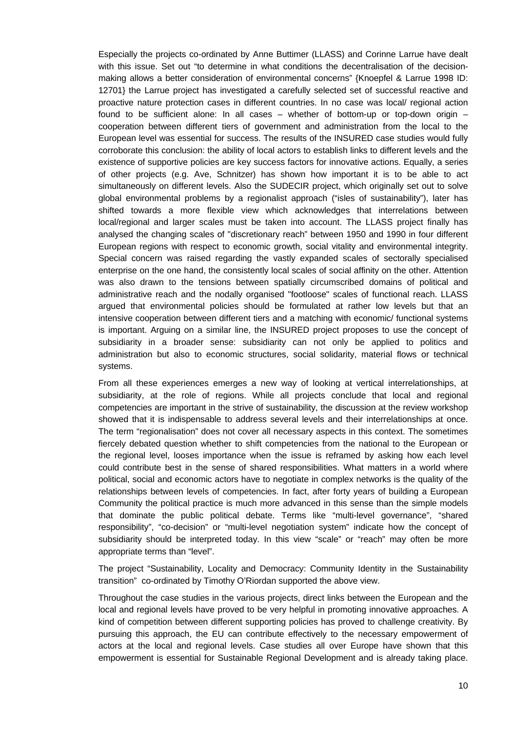Especially the projects co-ordinated by Anne Buttimer (LLASS) and Corinne Larrue have dealt with this issue. Set out "to determine in what conditions the decentralisation of the decision-making allows a better consideration of environmental concerns" {Knoepfel & Larrue 1998 ID: 12701} the Larrue project has investigated a carefully selected set of successful reactive and proactive nature protection cases in different countries. In no case was local/ regional action found to be sufficient alone: In all cases – whether of bottom-up or top-down origin – cooperation between different tiers of government and administration from the local to the European level was essential for success. The results of the INSURED case studies would fully corroborate this conclusion: the ability of local actors to establish links to different levels and the existence of supportive policies are key success factors for innovative actions. Equally, a series of other projects (e.g. Ave, Schnitzer) has shown how important it is to be able to act simultaneously on different levels. Also the SUDECIR project, which originally set out to solve global environmental problems by a regionalist approach ("isles of sustainability"), later has shifted towards a more flexible view which acknowledges that interrelations between local/regional and larger scales must be taken into account. The LLASS project finally has analysed the changing scales of "discretionary reach" between 1950 and 1990 in four different European regions with respect to economic growth, social vitality and environmental integrity. Special concern was raised regarding the vastly expanded scales of sectorally specialised enterprise on the one hand, the consistently local scales of social affinity on the other. Attention was also drawn to the tensions between spatially circumscribed domains of political and administrative reach and the nodally organised "footloose" scales of functional reach. LLASS argued that environmental policies should be formulated at rather low levels but that an intensive cooperation between different tiers and a matching with economic/ functional systems is important. Arguing on a similar line, the INSURED project proposes to use the concept of subsidiarity in a broader sense: subsidiarity can not only be applied to politics and administration but also to economic structures, social solidarity, material flows or technical systems.

From all these experiences emerges a new way of looking at vertical interrelationships, at subsidiarity, at the role of regions. While all projects conclude that local and regional competencies are important in the strive of sustainability, the discussion at the review workshop showed that it is indispensable to address several levels and their interrelationships at once. The term "regionalisation" does not cover all necessary aspects in this context. The sometimes fiercely debated question whether to shift competencies from the national to the European or the regional level, looses importance when the issue is reframed by asking how each level could contribute best in the sense of shared responsibilities. What matters in a world where political, social and economic actors have to negotiate in complex networks is the quality of the relationships between levels of competencies. In fact, after forty years of building a European Community the political practice is much more advanced in this sense than the simple models that dominate the public political debate. Terms like "multi-level governance", "shared responsibility", "co-decision" or "multi-level negotiation system" indicate how the concept of subsidiarity should be interpreted today. In this view "scale" or "reach" may often be more appropriate terms than "level".

The project "Sustainability, Locality and Democracy: Community Identity in the Sustainability transition" co-ordinated by Timothy O'Riordan supported the above view.

Throughout the case studies in the various projects, direct links between the European and the local and regional levels have proved to be very helpful in promoting innovative approaches. A kind of competition between different supporting policies has proved to challenge creativity. By pursuing this approach, the EU can contribute effectively to the necessary empowerment of actors at the local and regional levels. Case studies all over Europe have shown that this empowerment is essential for Sustainable Regional Development and is already taking place.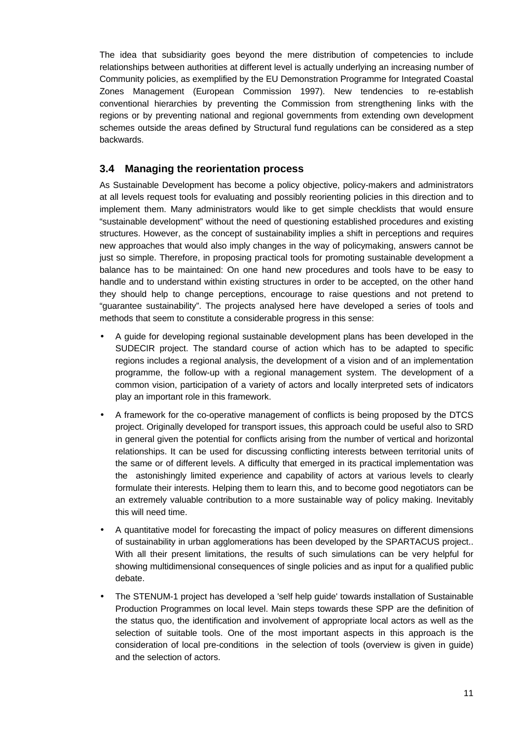The idea that subsidiarity goes beyond the mere distribution of competencies to include relationships between authorities at different level is actually underlying an increasing number of Community policies, as exemplified by the EU Demonstration Programme for Integrated Coastal Zones Management (European Commission 1997). New tendencies to re-establish conventional hierarchies by preventing the Commission from strengthening links with the regions or by preventing national and regional governments from extending own development schemes outside the areas defined by Structural fund regulations can be considered as a step backwards.

## 3.4 Managing the reorientation process

As Sustainable Development has become a policy objective, policy-makers and administrators at all levels request tools for evaluating and possibly reorienting policies in this direction and to implement them. Many administrators would like to get simple checklists that would ensure "sustainable development" without the need of questioning established procedures and existing structures. However, as the concept of sustainability implies a shift in perceptions and requires new approaches that would also imply changes in the way of policymaking, answers cannot be just so simple. Therefore, in proposing practical tools for promoting sustainable development a balance has to be maintained: On one hand new procedures and tools have to be easy to handle and to understand within existing structures in order to be accepted, on the other hand they should help to change perceptions, encourage to raise questions and not pretend to "guarantee sustainability". The projects analysed here have developed a series of tools and methods that seem to constitute a considerable progress in this sense:

- A guide for developing regional sustainable development plans has been developed in the SUDECIR project. The standard course of action which has to be adapted to specific regions includes a regional analysis, the development of a vision and of an implementation programme, the follow-up with a regional management system. The development of a common vision, participation of a variety of actors and locally interpreted sets of indicators play an important role in this framework.
- A framework for the co-operative management of conflicts is being proposed by the DTCS project. Originally developed for transport issues, this approach could be useful also to SRD in general given the potential for conflicts arising from the number of vertical and horizontal relationships. It can be used for discussing conflicting interests between territorial units of the same or of different levels. A difficulty that emerged in its practical implementation was the astonishingly limited experience and capability of actors at various levels to clearly formulate their interests. Helping them to learn this, and to become good negotiators can be an extremely valuable contribution to a more sustainable way of policy making. Inevitably this will need time.
- A quantitative model for forecasting the impact of policy measures on different dimensions of sustainability in urban agglomerations has been developed by the SPARTACUS project.. With all their present limitations, the results of such simulations can be very helpful for showing multidimensional consequences of single policies and as input for a qualified public debate.
- The STENUM-1 project has developed a 'self help guide' towards installation of Sustainable Production Programmes on local level. Main steps towards these SPP are the definition of the status quo, the identification and involvement of appropriate local actors as well as the selection of suitable tools. One of the most important aspects in this approach is the consideration of local pre-conditions in the selection of tools (overview is given in guide) and the selection of actors.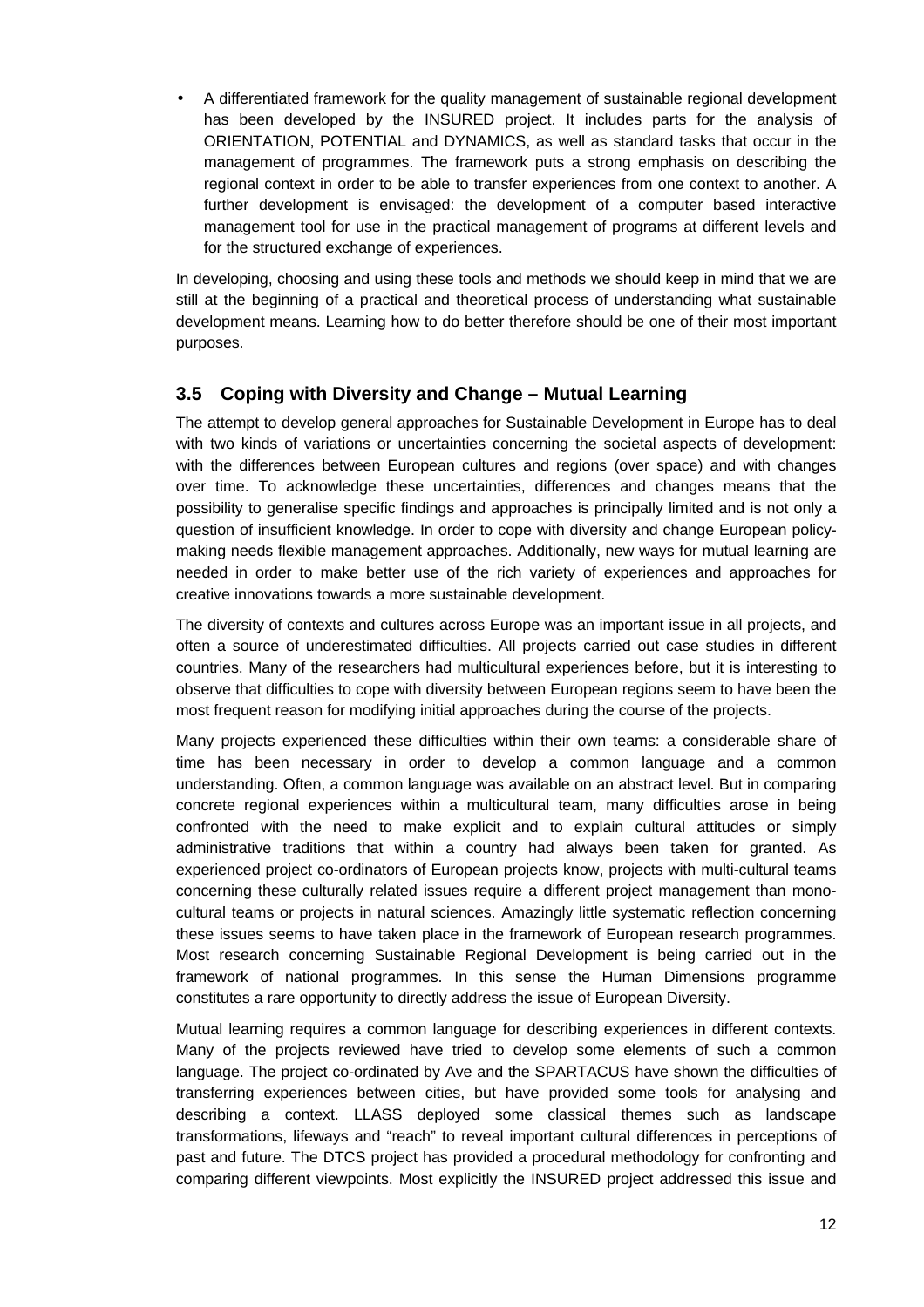- A differentiated framework for the quality management of sustainable regional development has been developed by the INSURED project. It includes parts for the analysis of ORIENTATION, POTENTIAL and DYNAMICS, as well as standard tasks that occur in the management of programmes. The framework puts a strong emphasis on describing the regional context in order to be able to transfer experiences from one context to another. A further development is envisaged: the development of a computer based interactive management tool for use in the practical management of programs at different levels and for the structured exchange of experiences.

In developing, choosing and using these tools and methods we should keep in mind that we are still at the beginning of a practical and theoretical process of understanding what sustainable development means. Learning how to do better therefore should be one of their most important purposes.

### 3.5 Coping with Diversity and Change – Mutual Learning

The attempt to develop general approaches for Sustainable Development in Europe has to deal with two kinds of variations or uncertainties concerning the societal aspects of development: with the differences between European cultures and regions (over space) and with changes over time. To acknowledge these uncertainties, differences and changes means that the possibility to generalise specific findings and approaches is principally limited and is not only a question of insufficient knowledge. In order to cope with diversity and change European policy-making needs flexible management approaches. Additionally, new ways for mutual learning are needed in order to make better use of the rich variety of experiences and approaches for creative innovations towards a more sustainable development.

The diversity of contexts and cultures across Europe was an important issue in all projects, and often a source of underestimated difficulties. All projects carried out case studies in different countries. Many of the researchers had multicultural experiences before, but it is interesting to observe that difficulties to cope with diversity between European regions seem to have been the most frequent reason for modifying initial approaches during the course of the projects.

Many projects experienced these difficulties within their own teams: a considerable share of time has been necessary in order to develop a common language and a common understanding. Often, a common language was available on an abstract level. But in comparing concrete regional experiences within a multicultural team, many difficulties arose in being confronted with the need to make explicit and to explain cultural attitudes or simply administrative traditions that within a country had always been taken for granted. As experienced project co-ordinators of European projects know, projects with multi-cultural teams concerning these culturally related issues require a different project management than mono-cultural teams or projects in natural sciences. Amazingly little systematic reflection concerning these issues seems to have taken place in the framework of European research programmes. Most research concerning Sustainable Regional Development is being carried out in the framework of national programmes. In this sense the Human Dimensions programme constitutes a rare opportunity to directly address the issue of European Diversity.

Mutual learning requires a common language for describing experiences in different contexts. Many of the projects reviewed have tried to develop some elements of such a common language. The project co-ordinated by Ave and the SPARTACUS have shown the difficulties of transferring experiences between cities, but have provided some tools for analysing and describing a context. LLASS deployed some classical themes such as landscape transformations, lifeways and "reach" to reveal important cultural differences in perceptions of past and future. The DTCS project has provided a procedural methodology for confronting and comparing different viewpoints. Most explicitly the INSURED project addressed this issue and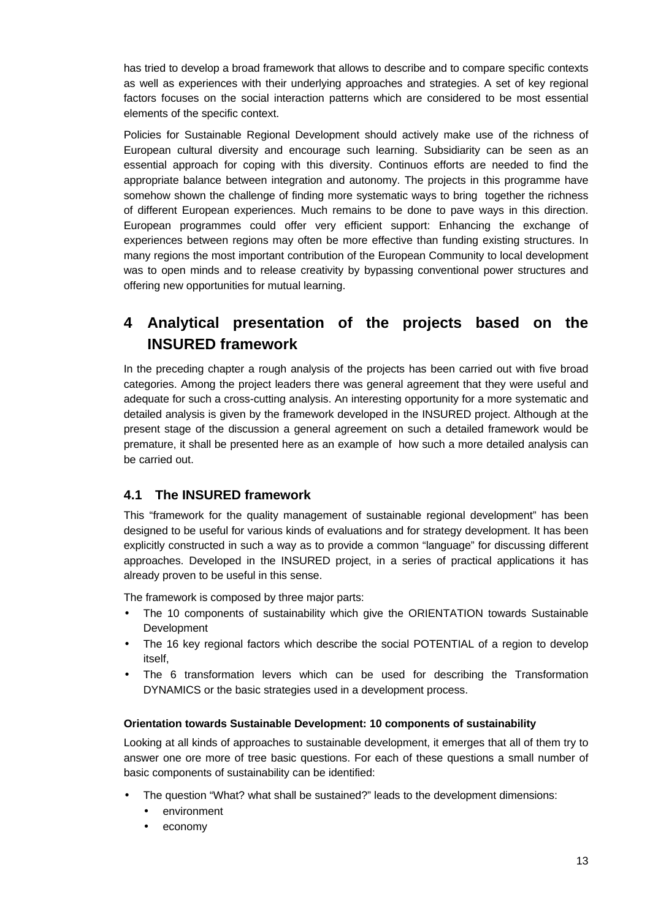has tried to develop a broad framework that allows to describe and to compare specific contexts as well as experiences with their underlying approaches and strategies. A set of key regional factors focuses on the social interaction patterns which are considered to be most essential elements of the specific context.

Policies for Sustainable Regional Development should actively make use of the richness of European cultural diversity and encourage such learning. Subsidiarity can be seen as an essential approach for coping with this diversity. Continuos efforts are needed to find the appropriate balance between integration and autonomy. The projects in this programme have somehow shown the challenge of finding more systematic ways to bring together the richness of different European experiences. Much remains to be done to pave ways in this direction. European programmes could offer very efficient support: Enhancing the exchange of experiences between regions may often be more effective than funding existing structures. In many regions the most important contribution of the European Community to local development was to open minds and to release creativity by bypassing conventional power structures and offering new opportunities for mutual learning.

# 4 Analytical presentation of the projects based on the INSURED framework

In the preceding chapter a rough analysis of the projects has been carried out with five broad categories. Among the project leaders there was general agreement that they were useful and adequate for such a cross-cutting analysis. An interesting opportunity for a more systematic and detailed analysis is given by the framework developed in the INSURED project. Although at the present stage of the discussion a general agreement on such a detailed framework would be premature, it shall be presented here as an example of how such a more detailed analysis can be carried out.

## 4.1 The INSURED framework

This "framework for the quality management of sustainable regional development" has been designed to be useful for various kinds of evaluations and for strategy development. It has been explicitly constructed in such a way as to provide a common "language" for discussing different approaches. Developed in the INSURED project, in a series of practical applications it has already proven to be useful in this sense.

The framework is composed by three major parts:

- The 10 components of sustainability which give the ORIENTATION towards Sustainable Development
- The 16 key regional factors which describe the social POTENTIAL of a region to develop itself,
- The 6 transformation levers which can be used for describing the Transformation DYNAMICS or the basic strategies used in a development process.

#### Orientation towards Sustainable Development: 10 components of sustainability

Looking at all kinds of approaches to sustainable development, it emerges that all of them try to answer one ore more of tree basic questions. For each of these questions a small number of basic components of sustainability can be identified:

- The question "What? what shall be sustained?" leads to the development dimensions:
  - environment
  - economy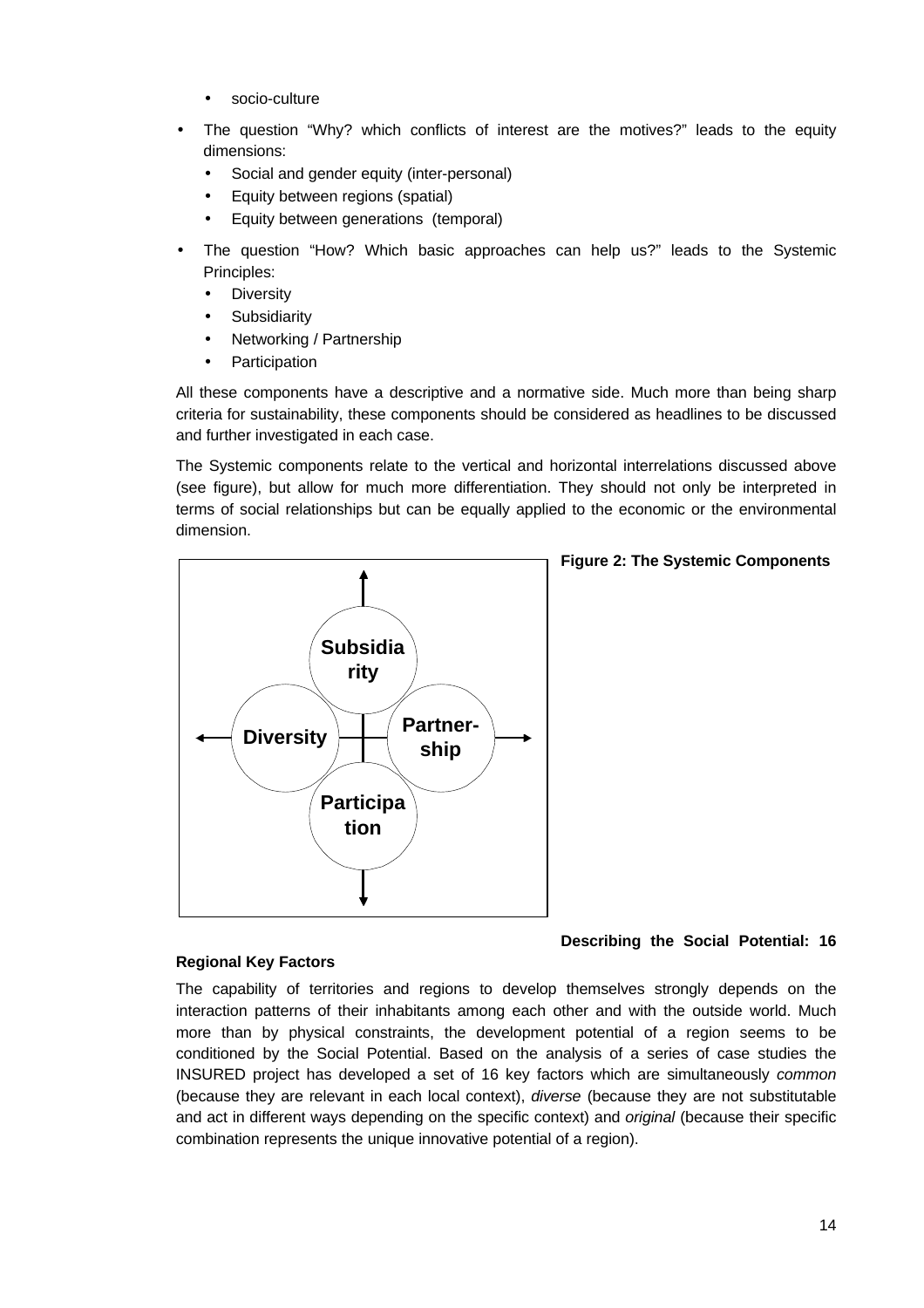- socio-culture

- The question "Why? which conflicts of interest are the motives?" leads to the equity dimensions:
    - Social and gender equity (inter-personal)
    - Equity between regions (spatial)
    - Equity between generations (temporal)

- The question "How? Which basic approaches can help us?" leads to the Systemic Principles:
    - Diversity
    - Subsidiarity
    - Networking / Partnership
    - Participation

All these components have a descriptive and a normative side. Much more than being sharp criteria for sustainability, these components should be considered as headlines to be discussed and further investigated in each case.

The Systemic components relate to the vertical and horizontal interrelations discussed above (see figure), but allow for much more differentiation. They should not only be interpreted in terms of social relationships but can be equally applied to the economic or the environmental dimension.

Subsidiarity

Diversity

Partnership

Participation

**Figure 2: The Systemic Components**

**Describing the Social Potential: 16 Regional Key Factors**

The capability of territories and regions to develop themselves strongly depends on the interaction patterns of their inhabitants among each other and with the outside world. Much more than by physical constraints, the development potential of a region seems to be conditioned by the Social Potential. Based on the analysis of a series of case studies the INSURED project has developed a set of 16 key factors which are simultaneously *common* (because they are relevant in each local context), *diverse* (because they are not substitutable and act in different ways depending on the specific context) and *original* (because their specific combination represents the unique innovative potential of a region).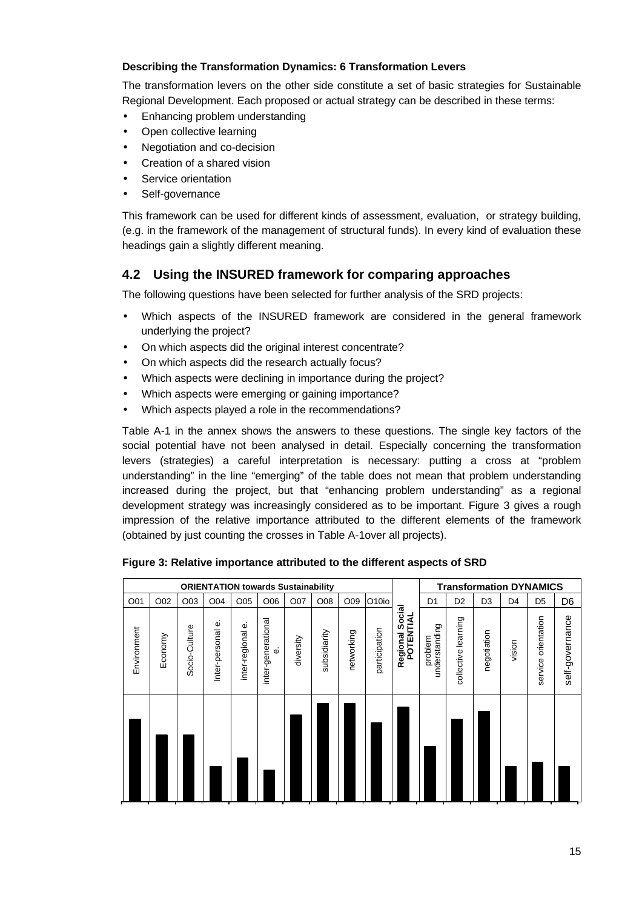**Describing the Transformation Dynamics: 6 Transformation Levers**

The transformation levers on the other side constitute a set of basic strategies for Sustainable Regional Development. Each proposed or actual strategy can be described in these terms:

- Enhancing problem understanding
- Open collective learning
- Negotiation and co-decision
- Creation of a shared vision
- Service orientation
- Self-governance

This framework can be used for different kinds of assessment, evaluation, or strategy building, (e.g. in the framework of the management of structural funds). In every kind of evaluation these headings gain a slightly different meaning.

## 4.2 Using the INSURED framework for comparing approaches

The following questions have been selected for further analysis of the SRD projects:

- Which aspects of the INSURED framework are considered in the general framework underlying the project?
- On which aspects did the original interest concentrate?
- On which aspects did the research actually focus?
- Which aspects were declining in importance during the project?
- Which aspects were emerging or gaining importance?
- Which aspects played a role in the recommendations?

Table A-1 in the annex shows the answers to these questions. The single key factors of the social potential have not been analysed in detail. Especially concerning the transformation levers (strategies) a careful interpretation is necessary: putting a cross at "problem understanding" in the line "emerging" of the table does not mean that problem understanding increased during the project, but that "enhancing problem understanding" as a regional development strategy was increasingly considered as to be important. Figure 3 gives a rough impression of the relative importance attributed to the different elements of the framework (obtained by just counting the crosses in Table A-1over all projects).

**Figure 3: Relative importance attributed to the different aspects of SRD**

| ORIENTATION towards Sustainability | | | | | | | | | | Regional Social POTENTIAL | Transformation DYNAMICS | | | | | |
|---|---|---|---|---|---|---|---|---|---|---|---|---|---|---|---|---|
| O01 | O02 | O03 | O04 | O05 | O06 | O07 | O08 | O09 | O10io | | D1 | D2 | D3 | D4 | D5 | D6 |
| Environment | Economy | Socio-Culture | Inter-personal e. | inter-regional e. | inter-generational e. | diversity | subsidiarity | networking | participation | | problem understanding | collective learning | negotiation | vision | service orientation | self-governance |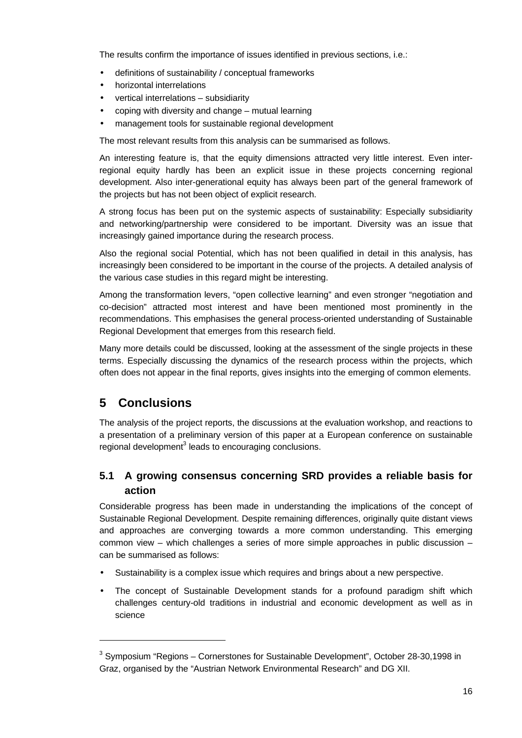The results confirm the importance of issues identified in previous sections, i.e.:

- definitions of sustainability / conceptual frameworks
- horizontal interrelations
- vertical interrelations – subsidiarity
- coping with diversity and change – mutual learning
- management tools for sustainable regional development

The most relevant results from this analysis can be summarised as follows.

An interesting feature is, that the equity dimensions attracted very little interest. Even inter-regional equity hardly has been an explicit issue in these projects concerning regional development. Also inter-generational equity has always been part of the general framework of the projects but has not been object of explicit research.

A strong focus has been put on the systemic aspects of sustainability: Especially subsidiarity and networking/partnership were considered to be important. Diversity was an issue that increasingly gained importance during the research process.

Also the regional social Potential, which has not been qualified in detail in this analysis, has increasingly been considered to be important in the course of the projects. A detailed analysis of the various case studies in this regard might be interesting.

Among the transformation levers, "open collective learning" and even stronger "negotiation and co-decision" attracted most interest and have been mentioned most prominently in the recommendations. This emphasises the general process-oriented understanding of Sustainable Regional Development that emerges from this research field.

Many more details could be discussed, looking at the assessment of the single projects in these terms. Especially discussing the dynamics of the research process within the projects, which often does not appear in the final reports, gives insights into the emerging of common elements.

# 5 Conclusions

The analysis of the project reports, the discussions at the evaluation workshop, and reactions to a presentation of a preliminary version of this paper at a European conference on sustainable regional development[3] leads to encouraging conclusions.

## 5.1 A growing consensus concerning SRD provides a reliable basis for action

Considerable progress has been made in understanding the implications of the concept of Sustainable Regional Development. Despite remaining differences, originally quite distant views and approaches are converging towards a more common understanding. This emerging common view – which challenges a series of more simple approaches in public discussion – can be summarised as follows:

- Sustainability is a complex issue which requires and brings about a new perspective.
- The concept of Sustainable Development stands for a profound paradigm shift which challenges century-old traditions in industrial and economic development as well as in science

[3] Symposium "Regions – Cornerstones for Sustainable Development", October 28-30,1998 in Graz, organised by the "Austrian Network Environmental Research" and DG XII.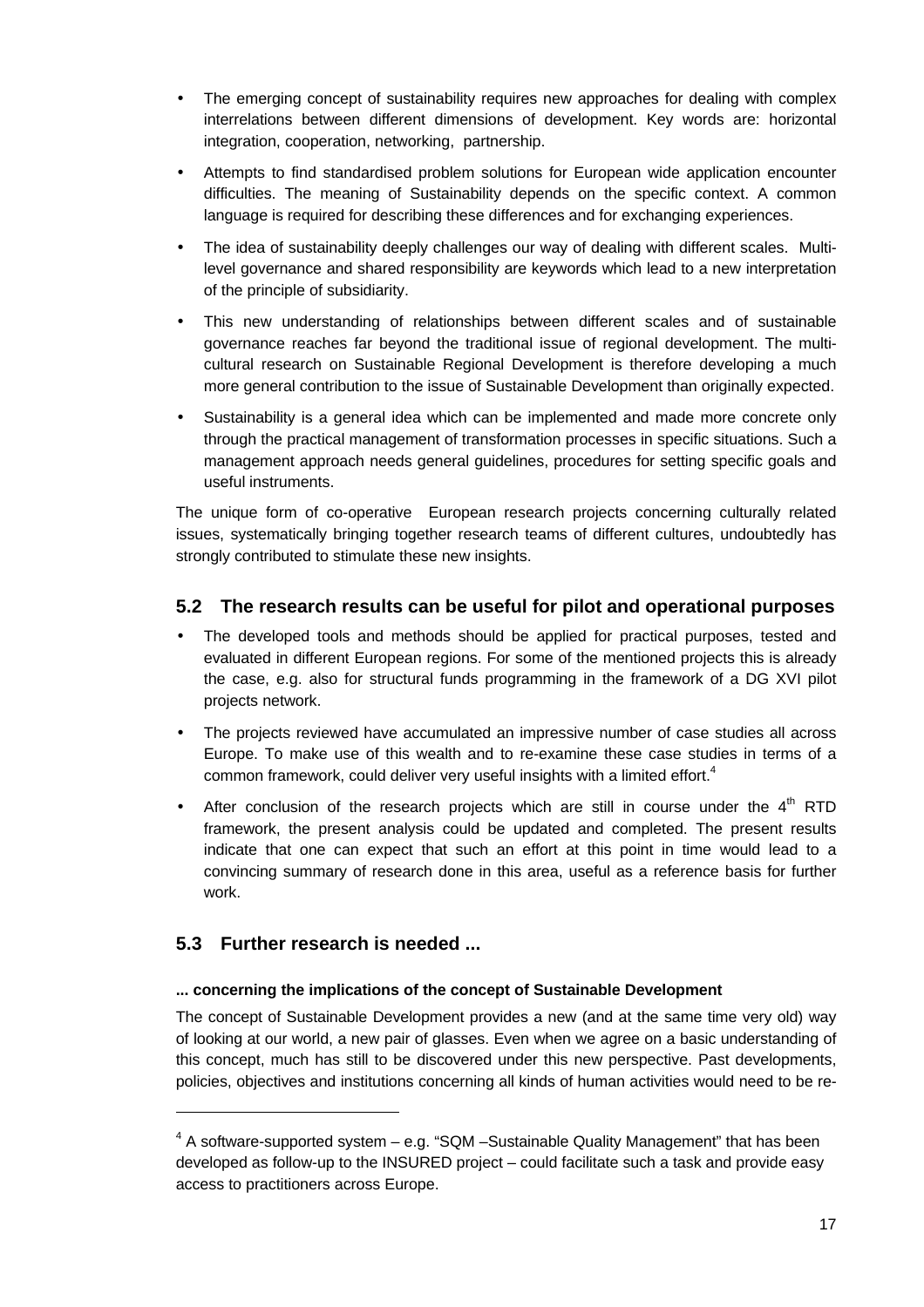- The emerging concept of sustainability requires new approaches for dealing with complex interrelations between different dimensions of development. Key words are: horizontal integration, cooperation, networking, partnership.
- Attempts to find standardised problem solutions for European wide application encounter difficulties. The meaning of Sustainability depends on the specific context. A common language is required for describing these differences and for exchanging experiences.
- The idea of sustainability deeply challenges our way of dealing with different scales. Multi-level governance and shared responsibility are keywords which lead to a new interpretation of the principle of subsidiarity.
- This new understanding of relationships between different scales and of sustainable governance reaches far beyond the traditional issue of regional development. The multi-cultural research on Sustainable Regional Development is therefore developing a much more general contribution to the issue of Sustainable Development than originally expected.
- Sustainability is a general idea which can be implemented and made more concrete only through the practical management of transformation processes in specific situations. Such a management approach needs general guidelines, procedures for setting specific goals and useful instruments.

The unique form of co-operative European research projects concerning culturally related issues, systematically bringing together research teams of different cultures, undoubtedly has strongly contributed to stimulate these new insights.

## 5.2 The research results can be useful for pilot and operational purposes

- The developed tools and methods should be applied for practical purposes, tested and evaluated in different European regions. For some of the mentioned projects this is already the case, e.g. also for structural funds programming in the framework of a DG XVI pilot projects network.
- The projects reviewed have accumulated an impressive number of case studies all across Europe. To make use of this wealth and to re-examine these case studies in terms of a common framework, could deliver very useful insights with a limited effort.[4]
- After conclusion of the research projects which are still in course under the 4th RTD framework, the present analysis could be updated and completed. The present results indicate that one can expect that such an effort at this point in time would lead to a convincing summary of research done in this area, useful as a reference basis for further work.

## 5.3 Further research is needed ...

**... concerning the implications of the concept of Sustainable Development**

The concept of Sustainable Development provides a new (and at the same time very old) way of looking at our world, a new pair of glasses. Even when we agree on a basic understanding of this concept, much has still to be discovered under this new perspective. Past developments, policies, objectives and institutions concerning all kinds of human activities would need to be re-

---

[4] A software-supported system – e.g. "SQM –Sustainable Quality Management" that has been developed as follow-up to the INSURED project – could facilitate such a task and provide easy access to practitioners across Europe.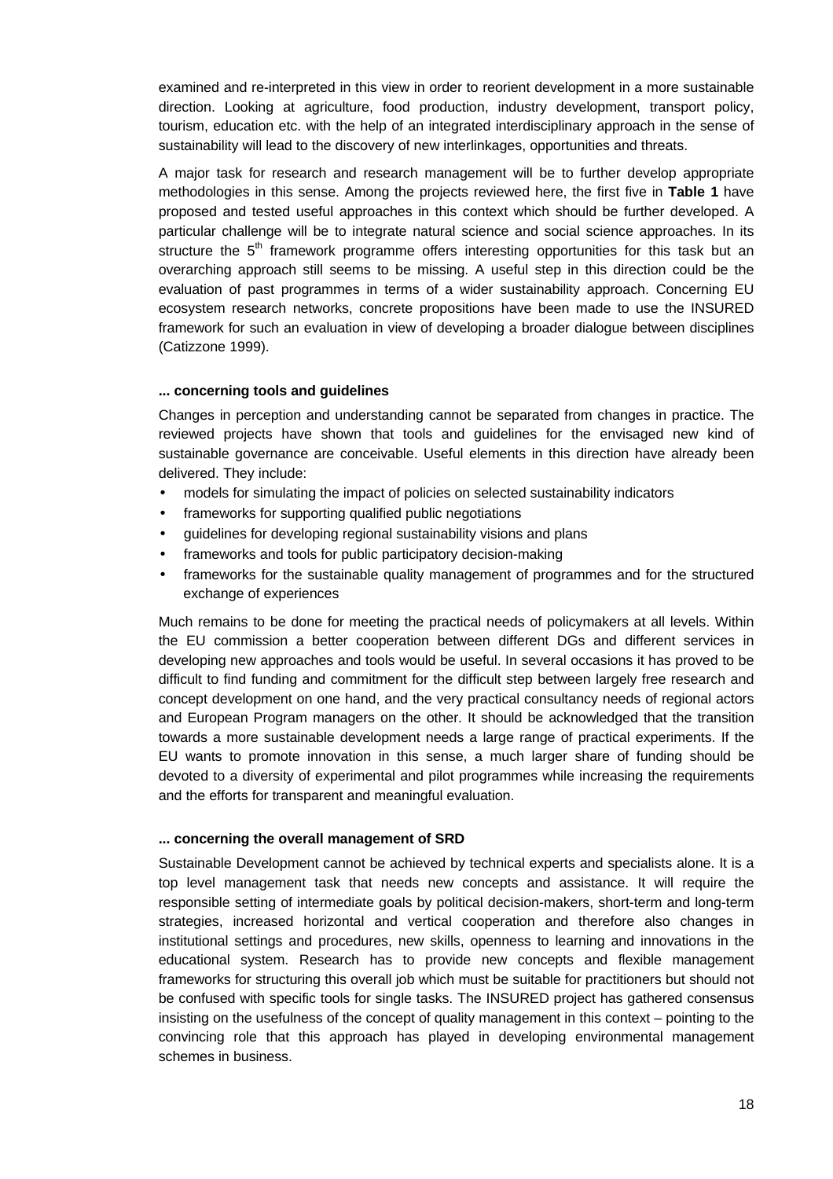examined and re-interpreted in this view in order to reorient development in a more sustainable direction. Looking at agriculture, food production, industry development, transport policy, tourism, education etc. with the help of an integrated interdisciplinary approach in the sense of sustainability will lead to the discovery of new interlinkages, opportunities and threats.

A major task for research and research management will be to further develop appropriate methodologies in this sense. Among the projects reviewed here, the first five in **Table 1** have proposed and tested useful approaches in this context which should be further developed. A particular challenge will be to integrate natural science and social science approaches. In its structure the 5th framework programme offers interesting opportunities for this task but an overarching approach still seems to be missing. A useful step in this direction could be the evaluation of past programmes in terms of a wider sustainability approach. Concerning EU ecosystem research networks, concrete propositions have been made to use the INSURED framework for such an evaluation in view of developing a broader dialogue between disciplines (Catizzone 1999).

#### ... concerning tools and guidelines

Changes in perception and understanding cannot be separated from changes in practice. The reviewed projects have shown that tools and guidelines for the envisaged new kind of sustainable governance are conceivable. Useful elements in this direction have already been delivered. They include:

- models for simulating the impact of policies on selected sustainability indicators
- frameworks for supporting qualified public negotiations
- guidelines for developing regional sustainability visions and plans
- frameworks and tools for public participatory decision-making
- frameworks for the sustainable quality management of programmes and for the structured exchange of experiences

Much remains to be done for meeting the practical needs of policymakers at all levels. Within the EU commission a better cooperation between different DGs and different services in developing new approaches and tools would be useful. In several occasions it has proved to be difficult to find funding and commitment for the difficult step between largely free research and concept development on one hand, and the very practical consultancy needs of regional actors and European Program managers on the other. It should be acknowledged that the transition towards a more sustainable development needs a large range of practical experiments. If the EU wants to promote innovation in this sense, a much larger share of funding should be devoted to a diversity of experimental and pilot programmes while increasing the requirements and the efforts for transparent and meaningful evaluation.

#### ... concerning the overall management of SRD

Sustainable Development cannot be achieved by technical experts and specialists alone. It is a top level management task that needs new concepts and assistance. It will require the responsible setting of intermediate goals by political decision-makers, short-term and long-term strategies, increased horizontal and vertical cooperation and therefore also changes in institutional settings and procedures, new skills, openness to learning and innovations in the educational system. Research has to provide new concepts and flexible management frameworks for structuring this overall job which must be suitable for practitioners but should not be confused with specific tools for single tasks. The INSURED project has gathered consensus insisting on the usefulness of the concept of quality management in this context – pointing to the convincing role that this approach has played in developing environmental management schemes in business.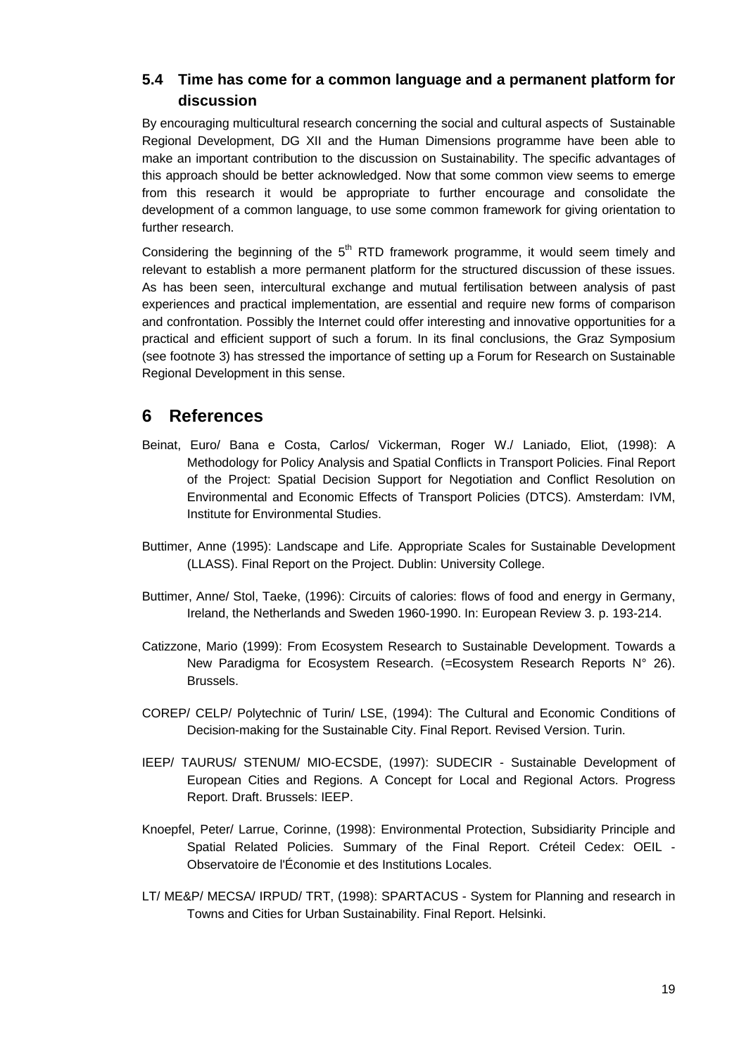### 5.4 Time has come for a common language and a permanent platform for discussion

By encouraging multicultural research concerning the social and cultural aspects of Sustainable Regional Development, DG XII and the Human Dimensions programme have been able to make an important contribution to the discussion on Sustainability. The specific advantages of this approach should be better acknowledged. Now that some common view seems to emerge from this research it would be appropriate to further encourage and consolidate the development of a common language, to use some common framework for giving orientation to further research.

Considering the beginning of the 5th RTD framework programme, it would seem timely and relevant to establish a more permanent platform for the structured discussion of these issues. As has been seen, intercultural exchange and mutual fertilisation between analysis of past experiences and practical implementation, are essential and require new forms of comparison and confrontation. Possibly the Internet could offer interesting and innovative opportunities for a practical and efficient support of such a forum. In its final conclusions, the Graz Symposium (see footnote 3) has stressed the importance of setting up a Forum for Research on Sustainable Regional Development in this sense.

## 6 References

Beinat, Euro/ Bana e Costa, Carlos/ Vickerman, Roger W./ Laniado, Eliot, (1998): A Methodology for Policy Analysis and Spatial Conflicts in Transport Policies. Final Report of the Project: Spatial Decision Support for Negotiation and Conflict Resolution on Environmental and Economic Effects of Transport Policies (DTCS). Amsterdam: IVM, Institute for Environmental Studies.

Buttimer, Anne (1995): Landscape and Life. Appropriate Scales for Sustainable Development (LLASS). Final Report on the Project. Dublin: University College.

Buttimer, Anne/ Stol, Taeke, (1996): Circuits of calories: flows of food and energy in Germany, Ireland, the Netherlands and Sweden 1960-1990. In: European Review 3. p. 193-214.

Catizzone, Mario (1999): From Ecosystem Research to Sustainable Development. Towards a New Paradigma for Ecosystem Research. (=Ecosystem Research Reports N° 26). Brussels.

COREP/ CELP/ Polytechnic of Turin/ LSE, (1994): The Cultural and Economic Conditions of Decision-making for the Sustainable City. Final Report. Revised Version. Turin.

IEEP/ TAURUS/ STENUM/ MIO-ECSDE, (1997): SUDECIR - Sustainable Development of European Cities and Regions. A Concept for Local and Regional Actors. Progress Report. Draft. Brussels: IEEP.

Knoepfel, Peter/ Larrue, Corinne, (1998): Environmental Protection, Subsidiarity Principle and Spatial Related Policies. Summary of the Final Report. Créteil Cedex: OEIL - Observatoire de l'Économie et des Institutions Locales.

LT/ ME&P/ MECSA/ IRPUD/ TRT, (1998): SPARTACUS - System for Planning and research in Towns and Cities for Urban Sustainability. Final Report. Helsinki.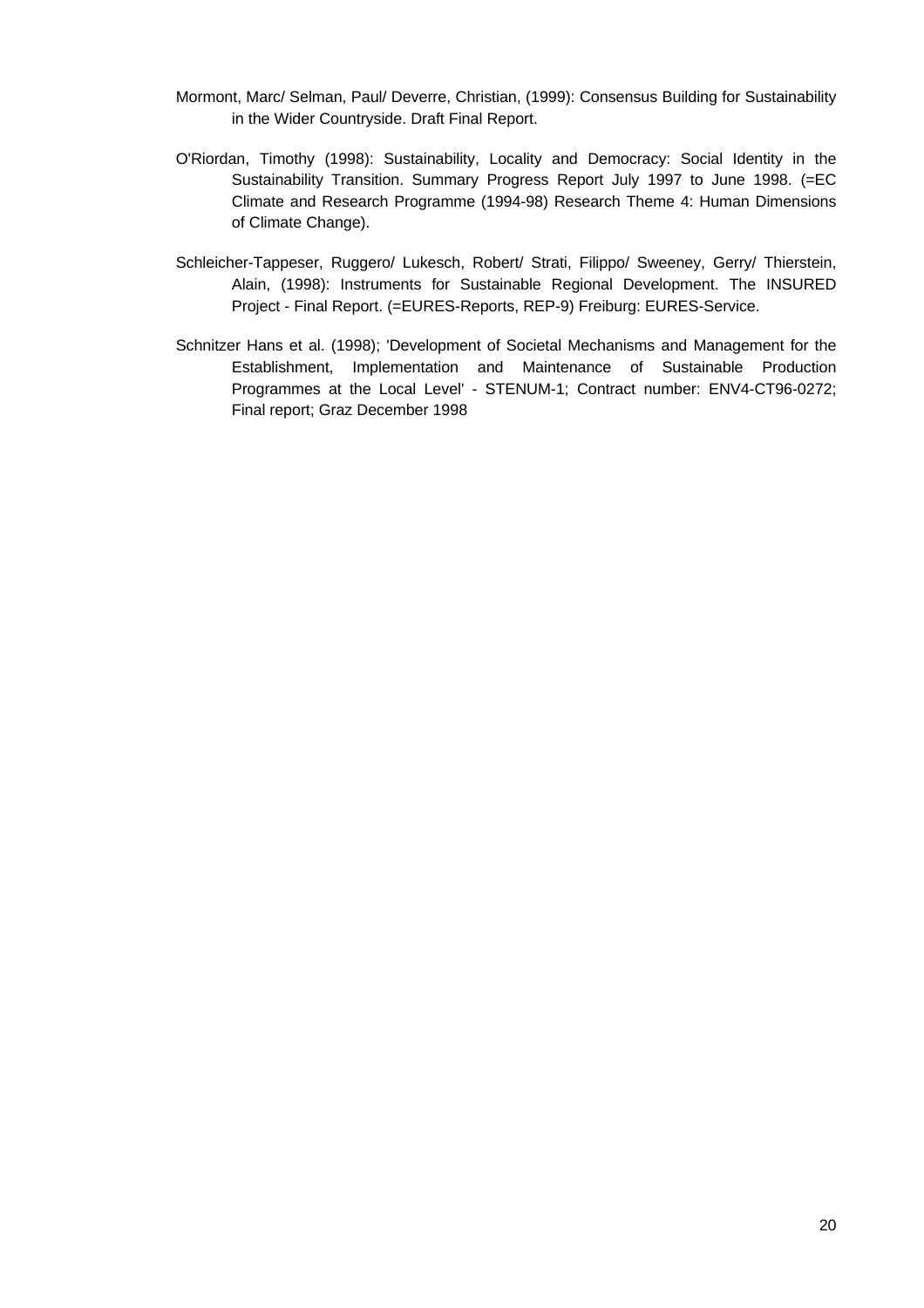Mormont, Marc/ Selman, Paul/ Deverre, Christian, (1999): Consensus Building for Sustainability in the Wider Countryside. Draft Final Report.

O'Riordan, Timothy (1998): Sustainability, Locality and Democracy: Social Identity in the Sustainability Transition. Summary Progress Report July 1997 to June 1998. (=EC Climate and Research Programme (1994-98) Research Theme 4: Human Dimensions of Climate Change).

Schleicher-Tappeser, Ruggero/ Lukesch, Robert/ Strati, Filippo/ Sweeney, Gerry/ Thierstein, Alain, (1998): Instruments for Sustainable Regional Development. The INSURED Project - Final Report. (=EURES-Reports, REP-9) Freiburg: EURES-Service.

Schnitzer Hans et al. (1998); 'Development of Societal Mechanisms and Management for the Establishment, Implementation and Maintenance of Sustainable Production Programmes at the Local Level' - STENUM-1; Contract number: ENV4-CT96-0272; Final report; Graz December 1998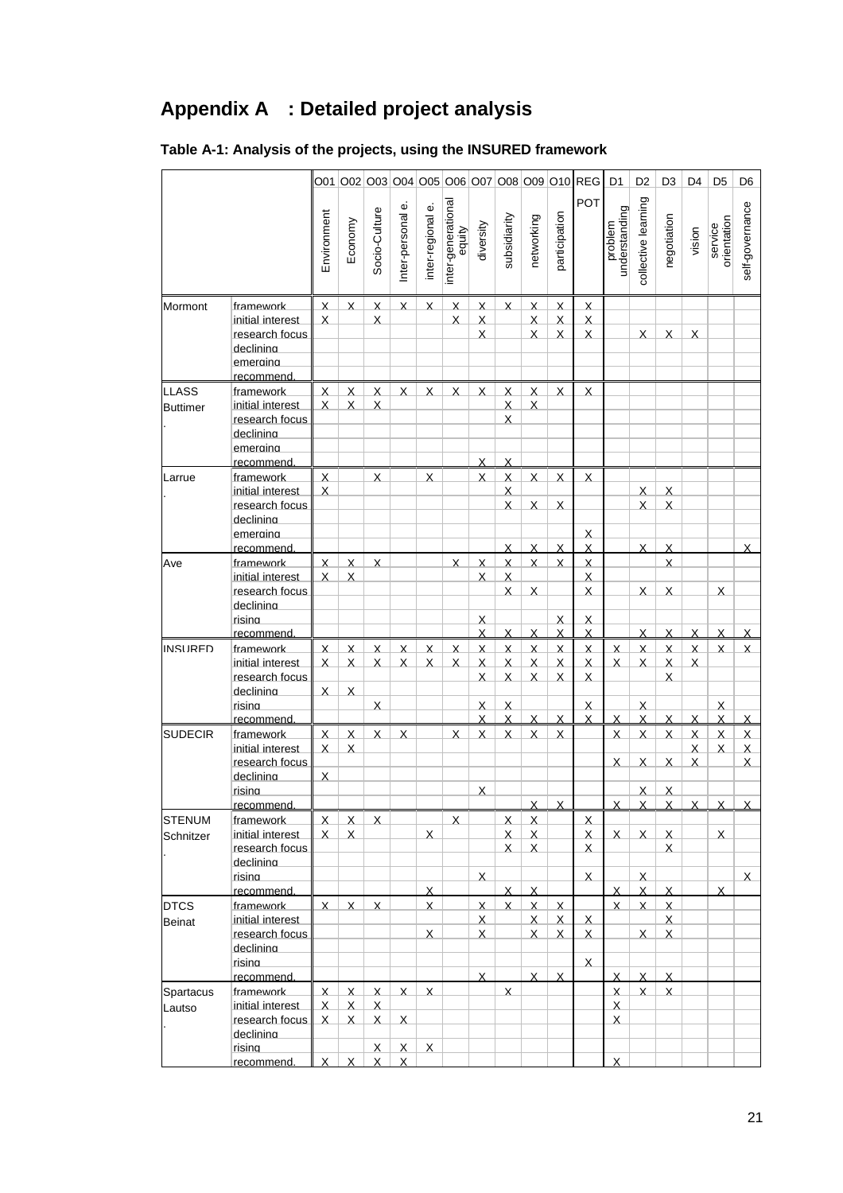# Appendix A : Detailed project analysis

**Table A-1: Analysis of the projects, using the INSURED framework**

| | | O01 Environment | O02 Economy | O03 Socio-Culture | O04 Inter-personal e. | O05 inter-regional e. | O06 inter-generational equity | O07 diversity | O08 subsidiarity | O09 networking | O10 participation | REG POT | D1 problem understanding | D2 collective learning | D3 negotiation | D4 vision | D5 service orientation | D6 self-governance |
|---|---|---|---|---|---|---|---|---|---|---|---|---|---|---|---|---|---|---|
| Mormont | framework | X | X | X | X | X | X | X | X | X | X | X | | | | | | |
| | initial interest | X | | X | | | X | X | | X | X | X | | | | | | |
| | research focus | | | | | | | X | | X | X | X | | X | X | X | | |
| | declining | | | | | | | | | | | | | | | | | |
| | emerging | | | | | | | | | | | | | | | | | |
| | recommend. | | | | | | | | | | | | | | | | | |
| LLASS Buttimer | framework | X | X | X | X | X | X | X | X | X | X | X | | | | | | |
| | initial interest | X | X | X | | | | | X | X | | | | | | | | |
| | research focus | | | | | | | | X | | | | | | | | | |
| | declining | | | | | | | | | | | | | | | | | |
| | emerging | | | | | | | | | | | | | | | | | |
| | recommend. | | | | | | | X | X | | | | | | | | | |
| Larrue | framework | X | | X | | X | | X | X | X | X | X | | | | | | |
| | initial interest | X | | | | | | | X | | | | | X | X | | | |
| | research focus | | | | | | | | X | X | X | | | X | X | | | |
| | declining | | | | | | | | | | | | | | | | | |
| | emerging | | | | | | | | | | | X | | | | | | |
| | recommend. | | | | | | | | X | X | X | X | | X | X | | | X |
| Ave | framework | X | X | X | | | X | X | X | X | X | X | | | X | | | |
| | initial interest | X | X | | | | | X | X | | | X | | | | | | |
| | research focus | | | | | | | | X | X | | X | | X | X | | X | |
| | declining | | | | | | | | | | | | | | | | | |
| | rising | | | | | | | X | | | X | X | | | | | | |
| | recommend. | | | | | | | X | X | X | X | X | | X | X | X | X | X |
| INSURED | framework | X | X | X | X | X | X | X | X | X | X | X | X | X | X | X | X | X |
| | initial interest | X | X | X | X | X | X | X | X | X | X | X | X | X | X | X | | |
| | research focus | | | | | | | X | X | X | X | X | | | X | | | |
| | declining | X | X | | | | | | | | | | | | | | | |
| | rising | | | X | | | | X | X | | | X | | X | | | X | |
| | recommend. | | | | | | | X | X | X | X | X | X | X | X | X | X | X |
| SUDECIR | framework | X | X | X | X | | X | X | X | X | X | | X | X | X | X | X | X |
| | initial interest | X | X | | | | | | | | | | | | | X | X | X |
| | research focus | | | | | | | | | | | | X | X | X | X | | X |
| | declining | X | | | | | | | | | | | | | | | | |
| | rising | | | | | | | X | | | | | | X | X | | | |
| | recommend. | | | | | | | | | X | X | | X | X | X | X | X | X |
| STENUM Schnitzer | framework | X | X | X | | | X | | X | X | | X | | | | | | |
| | initial interest | X | X | | | X | | | X | X | | X | X | X | X | | X | |
| | research focus | | | | | | | | X | X | | X | | | X | | | |
| | declining | | | | | | | | | | | | | | | | | |
| | rising | | | | | | | X | | | | X | | X | | | | X |
| | recommend. | | | | | X | | | X | X | | | X | X | X | | X | |
| DTCS Beinat | framework | X | X | X | | X | | X | X | X | X | | X | X | X | | | |
| | initial interest | | | | | | | X | | X | X | X | | | X | | | |
| | research focus | | | | | X | | X | | X | X | X | | X | X | | | |
| | declining | | | | | | | | | | | | | | | | | |
| | rising | | | | | | | | | | | X | | | | | | |
| | recommend. | | | | | | | X | | X | X | | X | X | X | | | |
| Spartacus Lautso | framework | X | X | X | X | X | | | X | | | | X | X | X | | | |
| | initial interest | X | X | X | | | | | | | | | X | | | | | |
| | research focus | X | X | X | X | | | | | | | | X | | | | | |
| | declining | | | | | | | | | | | | | | | | | |
| | rising | | | X | X | X | | | | | | | | | | | | |
| | recommend. | X | X | X | X | | | | | | | | X | | | | | |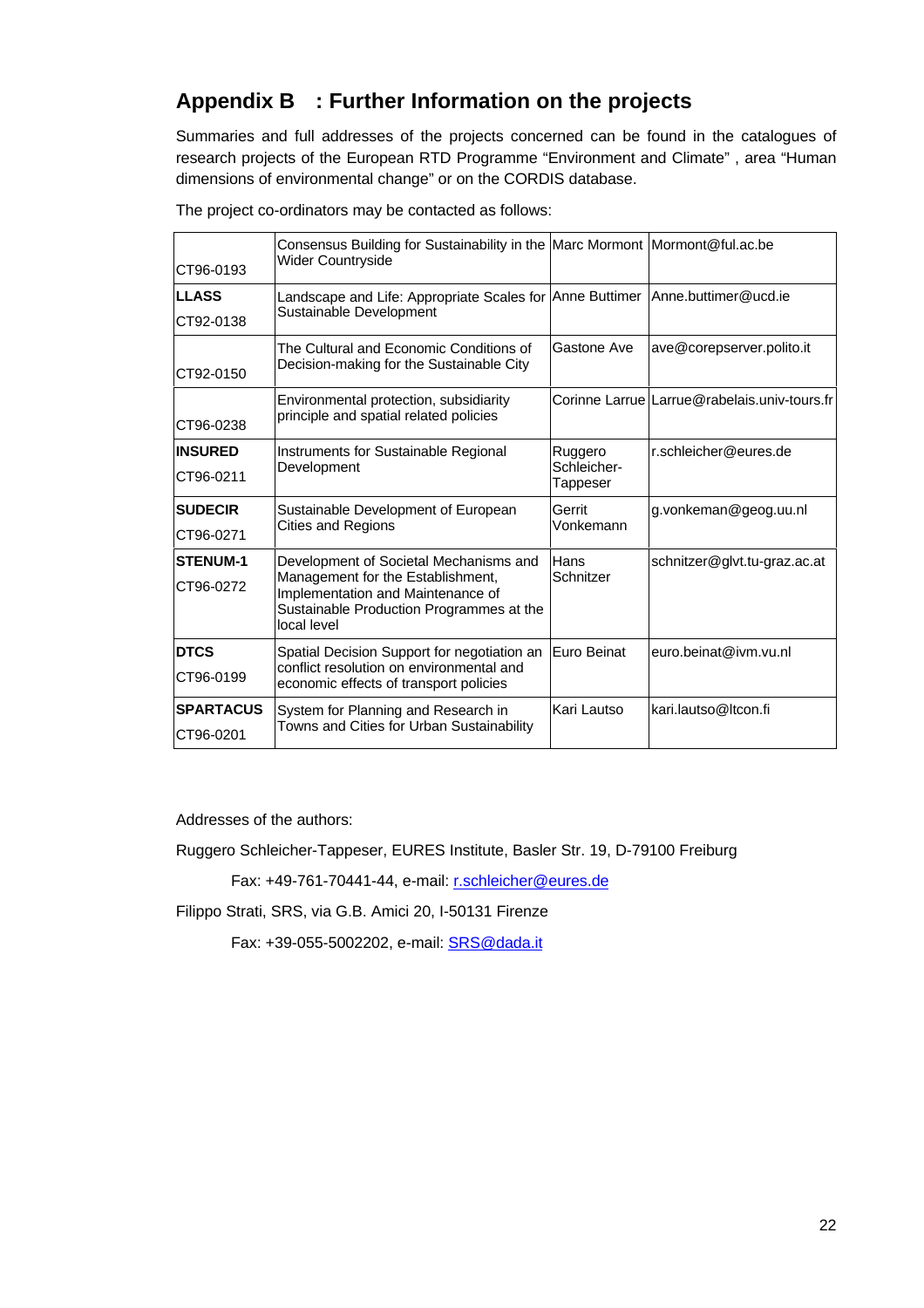## Appendix B : Further Information on the projects

Summaries and full addresses of the projects concerned can be found in the catalogues of research projects of the European RTD Programme "Environment and Climate" , area "Human dimensions of environmental change" or on the CORDIS database.

The project co-ordinators may be contacted as follows:

| | | | |
|---|---|---|---|
| CT96-0193 | Consensus Building for Sustainability in the Wider Countryside | Marc Mormont | Mormont@ful.ac.be |
| **LLASS** CT92-0138 | Landscape and Life: Appropriate Scales for Sustainable Development | Anne Buttimer | Anne.buttimer@ucd.ie |
| CT92-0150 | The Cultural and Economic Conditions of Decision-making for the Sustainable City | Gastone Ave | ave@corepserver.polito.it |
| CT96-0238 | Environmental protection, subsidiarity principle and spatial related policies | Corinne Larrue | Larrue@rabelais.univ-tours.fr |
| **INSURED** CT96-0211 | Instruments for Sustainable Regional Development | Ruggero Schleicher-Tappeser | r.schleicher@eures.de |
| **SUDECIR** CT96-0271 | Sustainable Development of European Cities and Regions | Gerrit Vonkemann | g.vonkeman@geog.uu.nl |
| **STENUM-1** CT96-0272 | Development of Societal Mechanisms and Management for the Establishment, Implementation and Maintenance of Sustainable Production Programmes at the local level | Hans Schnitzer | schnitzer@glvt.tu-graz.ac.at |
| **DTCS** CT96-0199 | Spatial Decision Support for negotiation an conflict resolution on environmental and economic effects of transport policies | Euro Beinat | euro.beinat@ivm.vu.nl |
| **SPARTACUS** CT96-0201 | System for Planning and Research in Towns and Cities for Urban Sustainability | Kari Lautso | kari.lautso@ltcon.fi |

Addresses of the authors:

Ruggero Schleicher-Tappeser, EURES Institute, Basler Str. 19, D-79100 Freiburg

Fax: +49-761-70441-44, e-mail: r.schleicher@eures.de

Filippo Strati, SRS, via G.B. Amici 20, I-50131 Firenze

Fax: +39-055-5002202, e-mail: SRS@dada.it